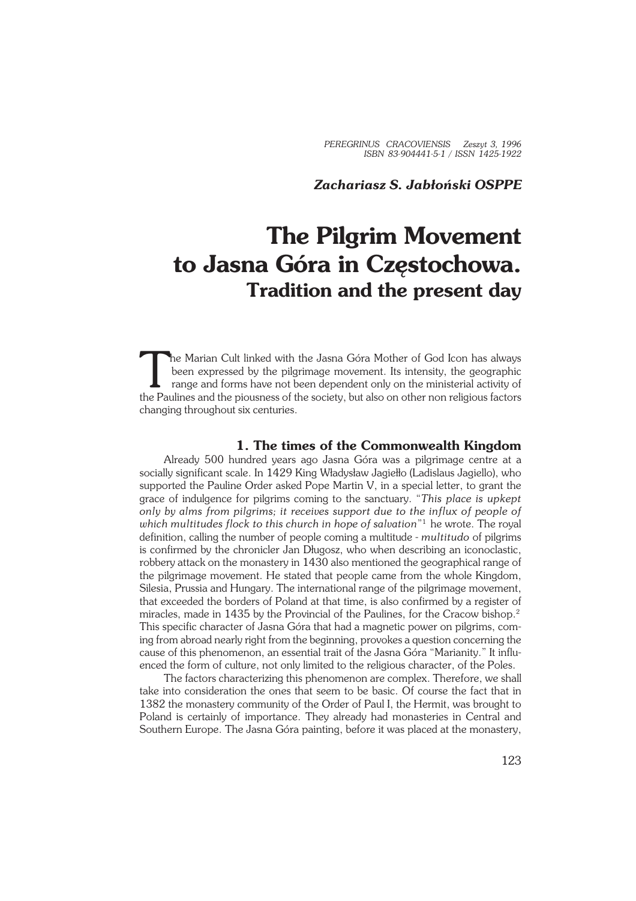*PEREGRINUS CRACOVIENSIS Zeszyt 3, 1996*
*ISBN 83-904441-5-1 / ISSN 1425-1922*

***Zachariasz S. Jabłoński OSPPE***

# The Pilgrim Movement to Jasna Góra in Częstochowa.
## Tradition and the present day

The Marian Cult linked with the Jasna Góra Mother of God Icon has always been expressed by the pilgrimage movement. Its intensity, the geographic range and forms have not been dependent only on the ministerial activity of the Paulines and the piousness of the society, but also on other non religious factors changing throughout six centuries.

### 1. The times of the Commonwealth Kingdom

Already 500 hundred years ago Jasna Góra was a pilgrimage centre at a socially significant scale. In 1429 King Władysław Jagiełło (Ladislaus Jagiello), who supported the Pauline Order asked Pope Martin V, in a special letter, to grant the grace of indulgence for pilgrims coming to the sanctuary. "*This place is upkept only by alms from pilgrims; it receives support due to the influx of people of which multitudes flock to this church in hope of salvation*"[1] he wrote. The royal definition, calling the number of people coming a multitude - *multitudo* of pilgrims is confirmed by the chronicler Jan Długosz, who when describing an iconoclastic, robbery attack on the monastery in 1430 also mentioned the geographical range of the pilgrimage movement. He stated that people came from the whole Kingdom, Silesia, Prussia and Hungary. The international range of the pilgrimage movement, that exceeded the borders of Poland at that time, is also confirmed by a register of miracles, made in 1435 by the Provincial of the Paulines, for the Cracow bishop.[2] This specific character of Jasna Góra that had a magnetic power on pilgrims, coming from abroad nearly right from the beginning, provokes a question concerning the cause of this phenomenon, an essential trait of the Jasna Góra "Marianity." It influenced the form of culture, not only limited to the religious character, of the Poles.

The factors characterizing this phenomenon are complex. Therefore, we shall take into consideration the ones that seem to be basic. Of course the fact that in 1382 the monastery community of the Order of Paul I, the Hermit, was brought to Poland is certainly of importance. They already had monasteries in Central and Southern Europe. The Jasna Góra painting, before it was placed at the monastery,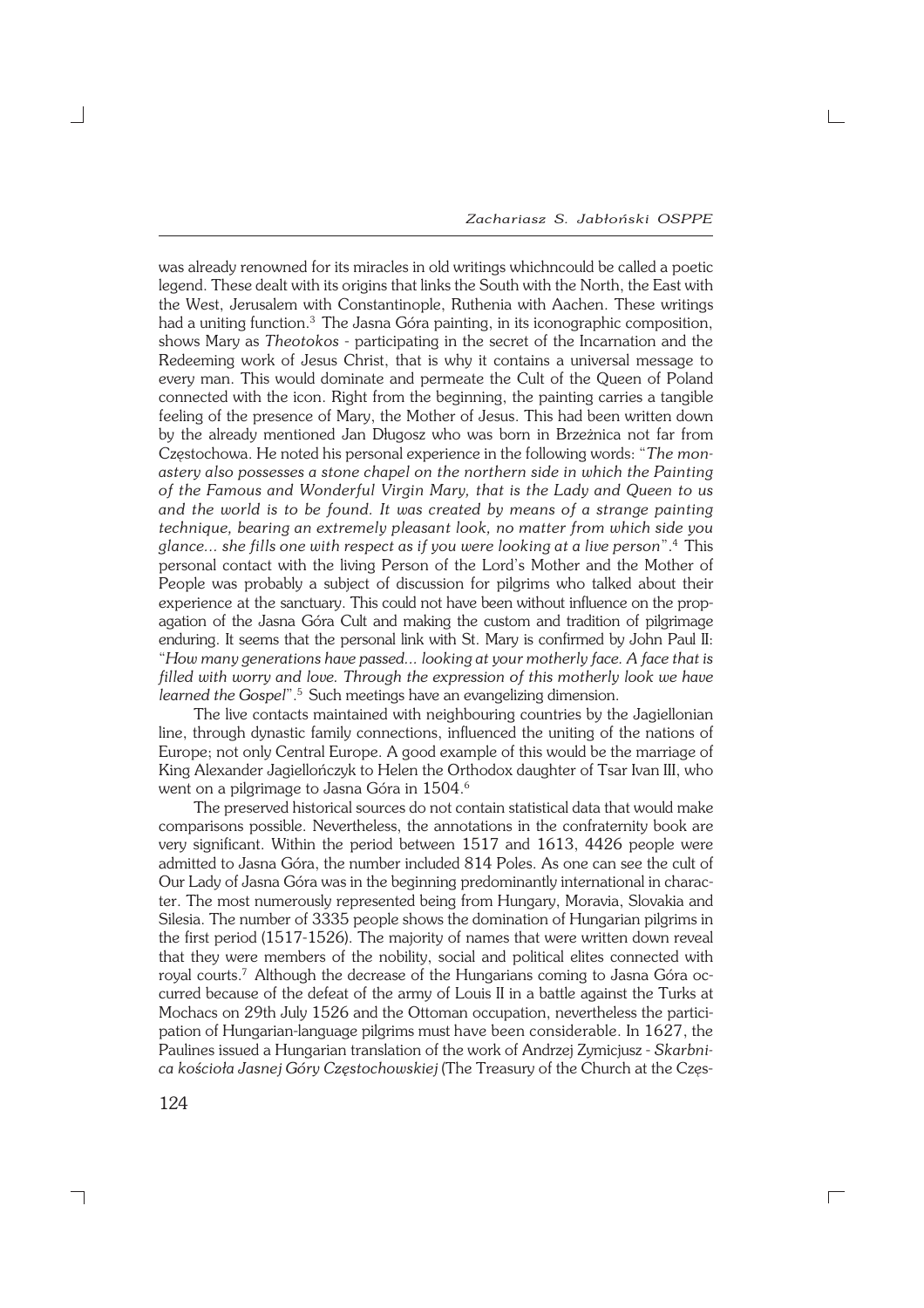was already renowned for its miracles in old writings whichncould be called a poetic legend. These dealt with its origins that links the South with the North, the East with the West, Jerusalem with Constantinople, Ruthenia with Aachen. These writings had a uniting function.[3] The Jasna Góra painting, in its iconographic composition, shows Mary as *Theotokos* - participating in the secret of the Incarnation and the Redeeming work of Jesus Christ, that is why it contains a universal message to every man. This would dominate and permeate the Cult of the Queen of Poland connected with the icon. Right from the beginning, the painting carries a tangible feeling of the presence of Mary, the Mother of Jesus. This had been written down by the already mentioned Jan Długosz who was born in Brzeźnica not far from Częstochowa. He noted his personal experience in the following words: "*The monastery also possesses a stone chapel on the northern side in which the Painting of the Famous and Wonderful Virgin Mary, that is the Lady and Queen to us and the world is to be found. It was created by means of a strange painting technique, bearing an extremely pleasant look, no matter from which side you glance... she fills one with respect as if you were looking at a live person*".[4] This personal contact with the living Person of the Lord's Mother and the Mother of People was probably a subject of discussion for pilgrims who talked about their experience at the sanctuary. This could not have been without influence on the propagation of the Jasna Góra Cult and making the custom and tradition of pilgrimage enduring. It seems that the personal link with St. Mary is confirmed by John Paul II: "*How many generations have passed... looking at your motherly face. A face that is filled with worry and love. Through the expression of this motherly look we have learned the Gospel*".[5] Such meetings have an evangelizing dimension.

The live contacts maintained with neighbouring countries by the Jagiellonian line, through dynastic family connections, influenced the uniting of the nations of Europe; not only Central Europe. A good example of this would be the marriage of King Alexander Jagiellończyk to Helen the Orthodox daughter of Tsar Ivan III, who went on a pilgrimage to Jasna Góra in 1504.[6]

The preserved historical sources do not contain statistical data that would make comparisons possible. Nevertheless, the annotations in the confraternity book are very significant. Within the period between 1517 and 1613, 4426 people were admitted to Jasna Góra, the number included 814 Poles. As one can see the cult of Our Lady of Jasna Góra was in the beginning predominantly international in character. The most numerously represented being from Hungary, Moravia, Slovakia and Silesia. The number of 3335 people shows the domination of Hungarian pilgrims in the first period (1517-1526). The majority of names that were written down reveal that they were members of the nobility, social and political elites connected with royal courts.[7] Although the decrease of the Hungarians coming to Jasna Góra occurred because of the defeat of the army of Louis II in a battle against the Turks at Mochacs on 29th July 1526 and the Ottoman occupation, nevertheless the participation of Hungarian-language pilgrims must have been considerable. In 1627, the Paulines issued a Hungarian translation of the work of Andrzej Zymicjusz - *Skarbnica kościoła Jasnej Góry Częstochowskiej* (The Treasury of the Church at the Częs-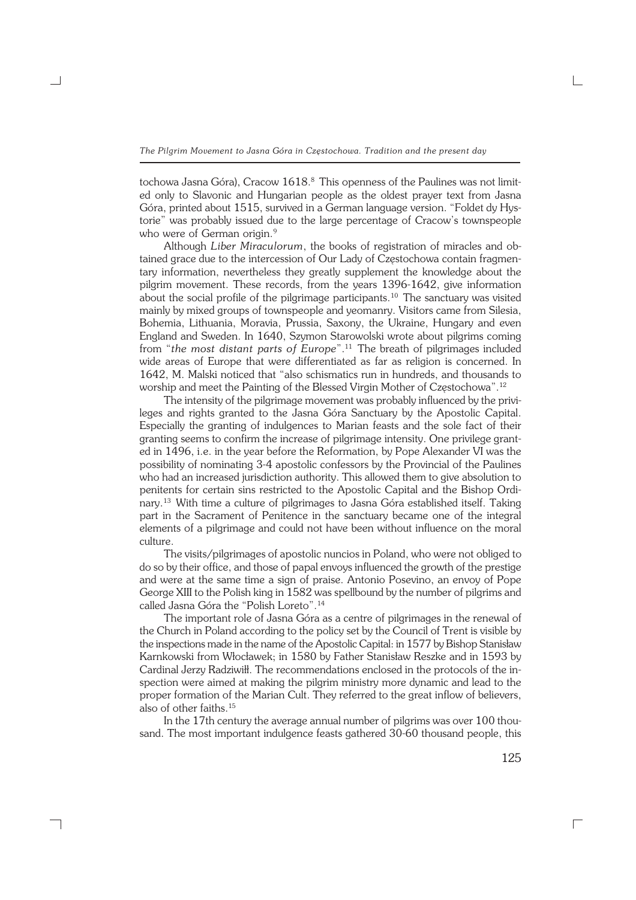tochowa Jasna Góra), Cracow 1618.[8] This openness of the Paulines was not limited only to Slavonic and Hungarian people as the oldest prayer text from Jasna Góra, printed about 1515, survived in a German language version. "Foldet dy Hystorie" was probably issued due to the large percentage of Cracow's townspeople who were of German origin.[9]

Although *Liber Miraculorum*, the books of registration of miracles and obtained grace due to the intercession of Our Lady of Częstochowa contain fragmentary information, nevertheless they greatly supplement the knowledge about the pilgrim movement. These records, from the years 1396-1642, give information about the social profile of the pilgrimage participants.[10] The sanctuary was visited mainly by mixed groups of townspeople and yeomanry. Visitors came from Silesia, Bohemia, Lithuania, Moravia, Prussia, Saxony, the Ukraine, Hungary and even England and Sweden. In 1640, Szymon Starowolski wrote about pilgrims coming from "*the most distant parts of Europe*".[11] The breath of pilgrimages included wide areas of Europe that were differentiated as far as religion is concerned. In 1642, M. Malski noticed that "also schismatics run in hundreds, and thousands to worship and meet the Painting of the Blessed Virgin Mother of Częstochowa".[12]

The intensity of the pilgrimage movement was probably influenced by the privileges and rights granted to the Jasna Góra Sanctuary by the Apostolic Capital. Especially the granting of indulgences to Marian feasts and the sole fact of their granting seems to confirm the increase of pilgrimage intensity. One privilege granted in 1496, i.e. in the year before the Reformation, by Pope Alexander VI was the possibility of nominating 3-4 apostolic confessors by the Provincial of the Paulines who had an increased jurisdiction authority. This allowed them to give absolution to penitents for certain sins restricted to the Apostolic Capital and the Bishop Ordinary.[13] With time a culture of pilgrimages to Jasna Góra established itself. Taking part in the Sacrament of Penitence in the sanctuary became one of the integral elements of a pilgrimage and could not have been without influence on the moral culture.

The visits/pilgrimages of apostolic nuncios in Poland, who were not obliged to do so by their office, and those of papal envoys influenced the growth of the prestige and were at the same time a sign of praise. Antonio Posevino, an envoy of Pope George XIII to the Polish king in 1582 was spellbound by the number of pilgrims and called Jasna Góra the "Polish Loreto".[14]

The important role of Jasna Góra as a centre of pilgrimages in the renewal of the Church in Poland according to the policy set by the Council of Trent is visible by the inspections made in the name of the Apostolic Capital: in 1577 by Bishop Stanisław Karnkowski from Włocławek; in 1580 by Father Stanisław Reszke and in 1593 by Cardinal Jerzy Radziwiłł. The recommendations enclosed in the protocols of the inspection were aimed at making the pilgrim ministry more dynamic and lead to the proper formation of the Marian Cult. They referred to the great inflow of believers, also of other faiths.[15]

In the 17th century the average annual number of pilgrims was over 100 thousand. The most important indulgence feasts gathered 30-60 thousand people, this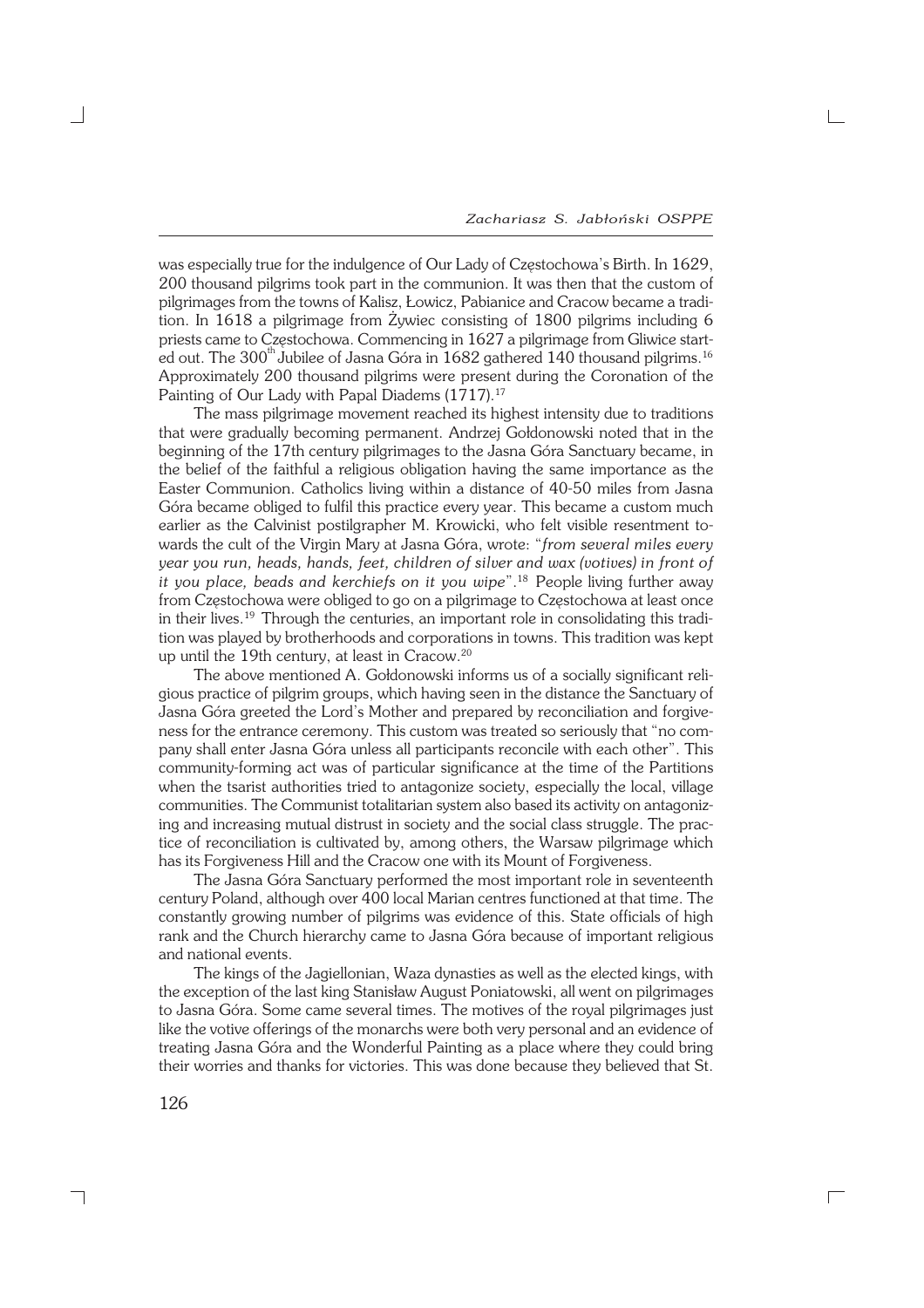was especially true for the indulgence of Our Lady of Częstochowa's Birth. In 1629, 200 thousand pilgrims took part in the communion. It was then that the custom of pilgrimages from the towns of Kalisz, Łowicz, Pabianice and Cracow became a tradition. In 1618 a pilgrimage from Żywiec consisting of 1800 pilgrims including 6 priests came to Częstochowa. Commencing in 1627 a pilgrimage from Gliwice started out. The 300$^{th}$ Jubilee of Jasna Góra in 1682 gathered 140 thousand pilgrims.[16] Approximately 200 thousand pilgrims were present during the Coronation of the Painting of Our Lady with Papal Diadems (1717).[17]

The mass pilgrimage movement reached its highest intensity due to traditions that were gradually becoming permanent. Andrzej Gołdonowski noted that in the beginning of the 17th century pilgrimages to the Jasna Góra Sanctuary became, in the belief of the faithful a religious obligation having the same importance as the Easter Communion. Catholics living within a distance of 40-50 miles from Jasna Góra became obliged to fulfil this practice every year. This became a custom much earlier as the Calvinist postilgrapher M. Krowicki, who felt visible resentment towards the cult of the Virgin Mary at Jasna Góra, wrote: "*from several miles every year you run, heads, hands, feet, children of silver and wax (votives) in front of it you place, beads and kerchiefs on it you wipe*".[18] People living further away from Częstochowa were obliged to go on a pilgrimage to Częstochowa at least once in their lives.[19] Through the centuries, an important role in consolidating this tradition was played by brotherhoods and corporations in towns. This tradition was kept up until the 19th century, at least in Cracow.[20]

The above mentioned A. Gołdonowski informs us of a socially significant religious practice of pilgrim groups, which having seen in the distance the Sanctuary of Jasna Góra greeted the Lord's Mother and prepared by reconciliation and forgiveness for the entrance ceremony. This custom was treated so seriously that "no company shall enter Jasna Góra unless all participants reconcile with each other". This community-forming act was of particular significance at the time of the Partitions when the tsarist authorities tried to antagonize society, especially the local, village communities. The Communist totalitarian system also based its activity on antagonizing and increasing mutual distrust in society and the social class struggle. The practice of reconciliation is cultivated by, among others, the Warsaw pilgrimage which has its Forgiveness Hill and the Cracow one with its Mount of Forgiveness.

The Jasna Góra Sanctuary performed the most important role in seventeenth century Poland, although over 400 local Marian centres functioned at that time. The constantly growing number of pilgrims was evidence of this. State officials of high rank and the Church hierarchy came to Jasna Góra because of important religious and national events.

The kings of the Jagiellonian, Waza dynasties as well as the elected kings, with the exception of the last king Stanisław August Poniatowski, all went on pilgrimages to Jasna Góra. Some came several times. The motives of the royal pilgrimages just like the votive offerings of the monarchs were both very personal and an evidence of treating Jasna Góra and the Wonderful Painting as a place where they could bring their worries and thanks for victories. This was done because they believed that St.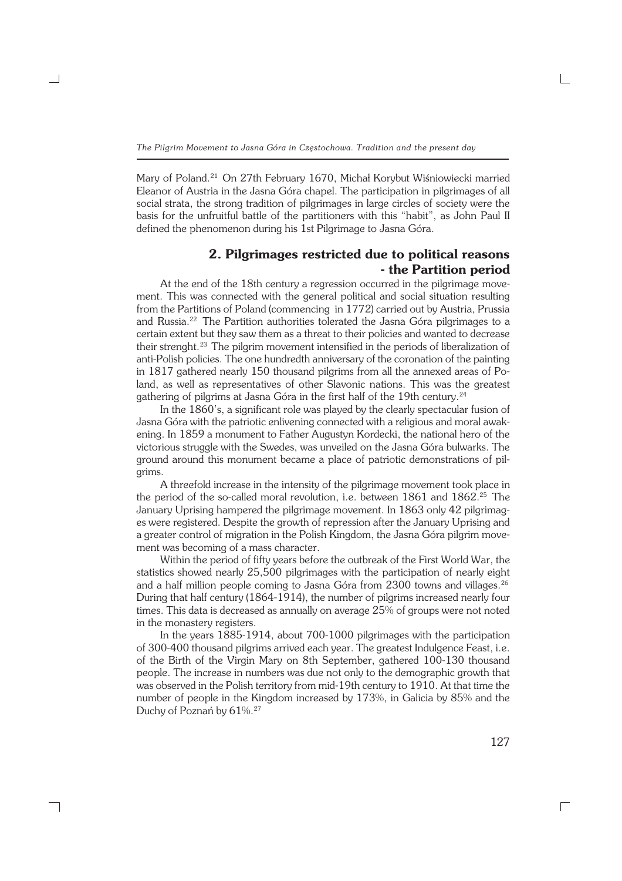Mary of Poland.[21] On 27th February 1670, Michał Korybut Wiśniowiecki married Eleanor of Austria in the Jasna Góra chapel. The participation in pilgrimages of all social strata, the strong tradition of pilgrimages in large circles of society were the basis for the unfruitful battle of the partitioners with this "habit", as John Paul II defined the phenomenon during his 1st Pilgrimage to Jasna Góra.

## 2. Pilgrimages restricted due to political reasons - the Partition period

At the end of the 18th century a regression occurred in the pilgrimage movement. This was connected with the general political and social situation resulting from the Partitions of Poland (commencing in 1772) carried out by Austria, Prussia and Russia.[22] The Partition authorities tolerated the Jasna Góra pilgrimages to a certain extent but they saw them as a threat to their policies and wanted to decrease their strenght.[23] The pilgrim movement intensified in the periods of liberalization of anti-Polish policies. The one hundredth anniversary of the coronation of the painting in 1817 gathered nearly 150 thousand pilgrims from all the annexed areas of Poland, as well as representatives of other Slavonic nations. This was the greatest gathering of pilgrims at Jasna Góra in the first half of the 19th century.[24]

In the 1860's, a significant role was played by the clearly spectacular fusion of Jasna Góra with the patriotic enlivening connected with a religious and moral awakening. In 1859 a monument to Father Augustyn Kordecki, the national hero of the victorious struggle with the Swedes, was unveiled on the Jasna Góra bulwarks. The ground around this monument became a place of patriotic demonstrations of pilgrims.

A threefold increase in the intensity of the pilgrimage movement took place in the period of the so-called moral revolution, i.e. between 1861 and 1862.[25] The January Uprising hampered the pilgrimage movement. In 1863 only 42 pilgrimages were registered. Despite the growth of repression after the January Uprising and a greater control of migration in the Polish Kingdom, the Jasna Góra pilgrim movement was becoming of a mass character.

Within the period of fifty years before the outbreak of the First World War, the statistics showed nearly 25,500 pilgrimages with the participation of nearly eight and a half million people coming to Jasna Góra from 2300 towns and villages.[26] During that half century (1864-1914), the number of pilgrims increased nearly four times. This data is decreased as annually on average 25% of groups were not noted in the monastery registers.

In the years 1885-1914, about 700-1000 pilgrimages with the participation of 300-400 thousand pilgrims arrived each year. The greatest Indulgence Feast, i.e. of the Birth of the Virgin Mary on 8th September, gathered 100-130 thousand people. The increase in numbers was due not only to the demographic growth that was observed in the Polish territory from mid-19th century to 1910. At that time the number of people in the Kingdom increased by 173%, in Galicia by 85% and the Duchy of Poznań by 61%.[27]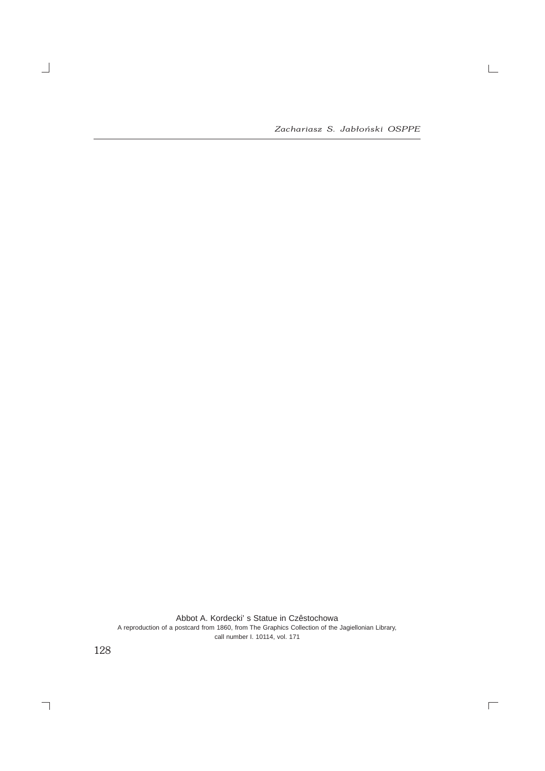Abbot A. Kordecki' s Statue in Czêstochowa

A reproduction of a postcard from 1860, from The Graphics Collection of the Jagiellonian Library, call number I. 10114, vol. 171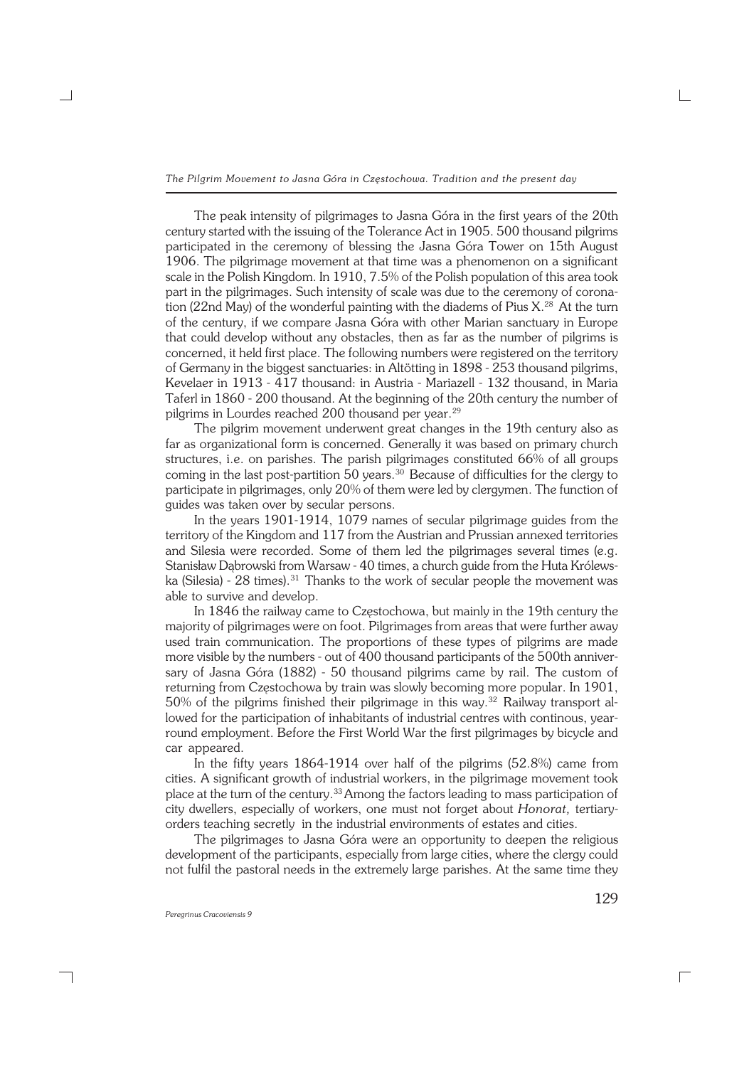The peak intensity of pilgrimages to Jasna Góra in the first years of the 20th century started with the issuing of the Tolerance Act in 1905. 500 thousand pilgrims participated in the ceremony of blessing the Jasna Góra Tower on 15th August 1906. The pilgrimage movement at that time was a phenomenon on a significant scale in the Polish Kingdom. In 1910, 7.5% of the Polish population of this area took part in the pilgrimages. Such intensity of scale was due to the ceremony of coronation (22nd May) of the wonderful painting with the diadems of Pius X.[28] At the turn of the century, if we compare Jasna Góra with other Marian sanctuary in Europe that could develop without any obstacles, then as far as the number of pilgrims is concerned, it held first place. The following numbers were registered on the territory of Germany in the biggest sanctuaries: in Altötting in 1898 - 253 thousand pilgrims, Kevelaer in 1913 - 417 thousand: in Austria - Mariazell - 132 thousand, in Maria Taferl in 1860 - 200 thousand. At the beginning of the 20th century the number of pilgrims in Lourdes reached 200 thousand per year.[29]

The pilgrim movement underwent great changes in the 19th century also as far as organizational form is concerned. Generally it was based on primary church structures, i.e. on parishes. The parish pilgrimages constituted 66% of all groups coming in the last post-partition 50 years.[30] Because of difficulties for the clergy to participate in pilgrimages, only 20% of them were led by clergymen. The function of guides was taken over by secular persons.

In the years 1901-1914, 1079 names of secular pilgrimage guides from the territory of the Kingdom and 117 from the Austrian and Prussian annexed territories and Silesia were recorded. Some of them led the pilgrimages several times (e.g. Stanisław Dąbrowski from Warsaw - 40 times, a church guide from the Huta Królewska (Silesia) - 28 times).[31] Thanks to the work of secular people the movement was able to survive and develop.

In 1846 the railway came to Częstochowa, but mainly in the 19th century the majority of pilgrimages were on foot. Pilgrimages from areas that were further away used train communication. The proportions of these types of pilgrims are made more visible by the numbers - out of 400 thousand participants of the 500th anniversary of Jasna Góra (1882) - 50 thousand pilgrims came by rail. The custom of returning from Częstochowa by train was slowly becoming more popular. In 1901, 50% of the pilgrims finished their pilgrimage in this way.[32] Railway transport allowed for the participation of inhabitants of industrial centres with continous, year-round employment. Before the First World War the first pilgrimages by bicycle and car appeared.

In the fifty years 1864-1914 over half of the pilgrims (52.8%) came from cities. A significant growth of industrial workers, in the pilgrimage movement took place at the turn of the century.[33] Among the factors leading to mass participation of city dwellers, especially of workers, one must not forget about *Honorat,* tertiary-orders teaching secretly in the industrial environments of estates and cities.

The pilgrimages to Jasna Góra were an opportunity to deepen the religious development of the participants, especially from large cities, where the clergy could not fulfil the pastoral needs in the extremely large parishes. At the same time they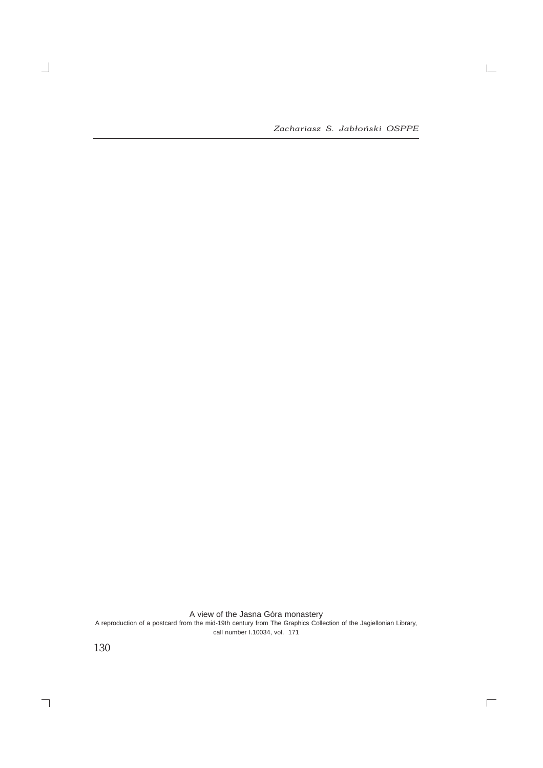A view of the Jasna Góra monastery

A reproduction of a postcard from the mid-19th century from The Graphics Collection of the Jagiellonian Library, call number I.10034, vol. 171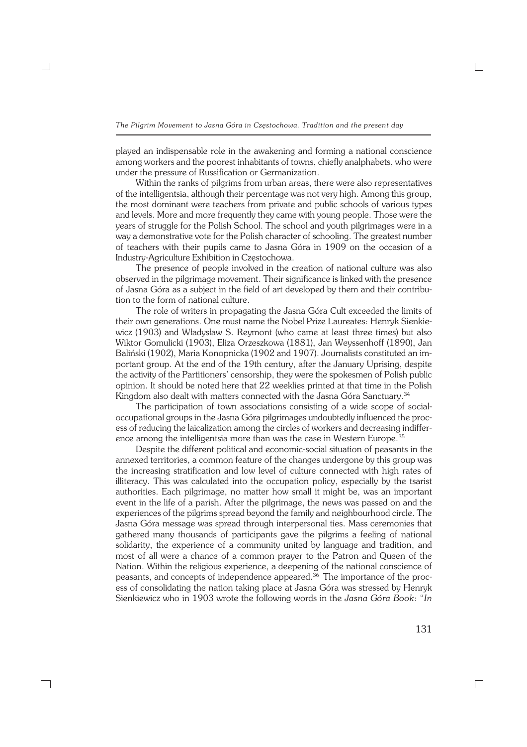played an indispensable role in the awakening and forming a national conscience among workers and the poorest inhabitants of towns, chiefly analphabets, who were under the pressure of Russification or Germanization.

Within the ranks of pilgrims from urban areas, there were also representatives of the intelligentsia, although their percentage was not very high. Among this group, the most dominant were teachers from private and public schools of various types and levels. More and more frequently they came with young people. Those were the years of struggle for the Polish School. The school and youth pilgrimages were in a way a demonstrative vote for the Polish character of schooling. The greatest number of teachers with their pupils came to Jasna Góra in 1909 on the occasion of a Industry-Agriculture Exhibition in Częstochowa.

The presence of people involved in the creation of national culture was also observed in the pilgrimage movement. Their significance is linked with the presence of Jasna Góra as a subject in the field of art developed by them and their contribution to the form of national culture.

The role of writers in propagating the Jasna Góra Cult exceeded the limits of their own generations. One must name the Nobel Prize Laureates: Henryk Sienkiewicz (1903) and Władysław S. Reymont (who came at least three times) but also Wiktor Gomulicki (1903), Eliza Orzeszkowa (1881), Jan Weyssenhoff (1890), Jan Baliński (1902), Maria Konopnicka (1902 and 1907). Journalists constituted an important group. At the end of the 19th century, after the January Uprising, despite the activity of the Partitioners' censorship, they were the spokesmen of Polish public opinion. It should be noted here that 22 weeklies printed at that time in the Polish Kingdom also dealt with matters connected with the Jasna Góra Sanctuary.[34]

The participation of town associations consisting of a wide scope of social-occupational groups in the Jasna Góra pilgrimages undoubtedly influenced the process of reducing the laicalization among the circles of workers and decreasing indifference among the intelligentsia more than was the case in Western Europe.[35]

Despite the different political and economic-social situation of peasants in the annexed territories, a common feature of the changes undergone by this group was the increasing stratification and low level of culture connected with high rates of illiteracy. This was calculated into the occupation policy, especially by the tsarist authorities. Each pilgrimage, no matter how small it might be, was an important event in the life of a parish. After the pilgrimage, the news was passed on and the experiences of the pilgrims spread beyond the family and neighbourhood circle. The Jasna Góra message was spread through interpersonal ties. Mass ceremonies that gathered many thousands of participants gave the pilgrims a feeling of national solidarity, the experience of a community united by language and tradition, and most of all were a chance of a common prayer to the Patron and Queen of the Nation. Within the religious experience, a deepening of the national conscience of peasants, and concepts of independence appeared.[36] The importance of the process of consolidating the nation taking place at Jasna Góra was stressed by Henryk Sienkiewicz who in 1903 wrote the following words in the *Jasna Góra Book*: "*In*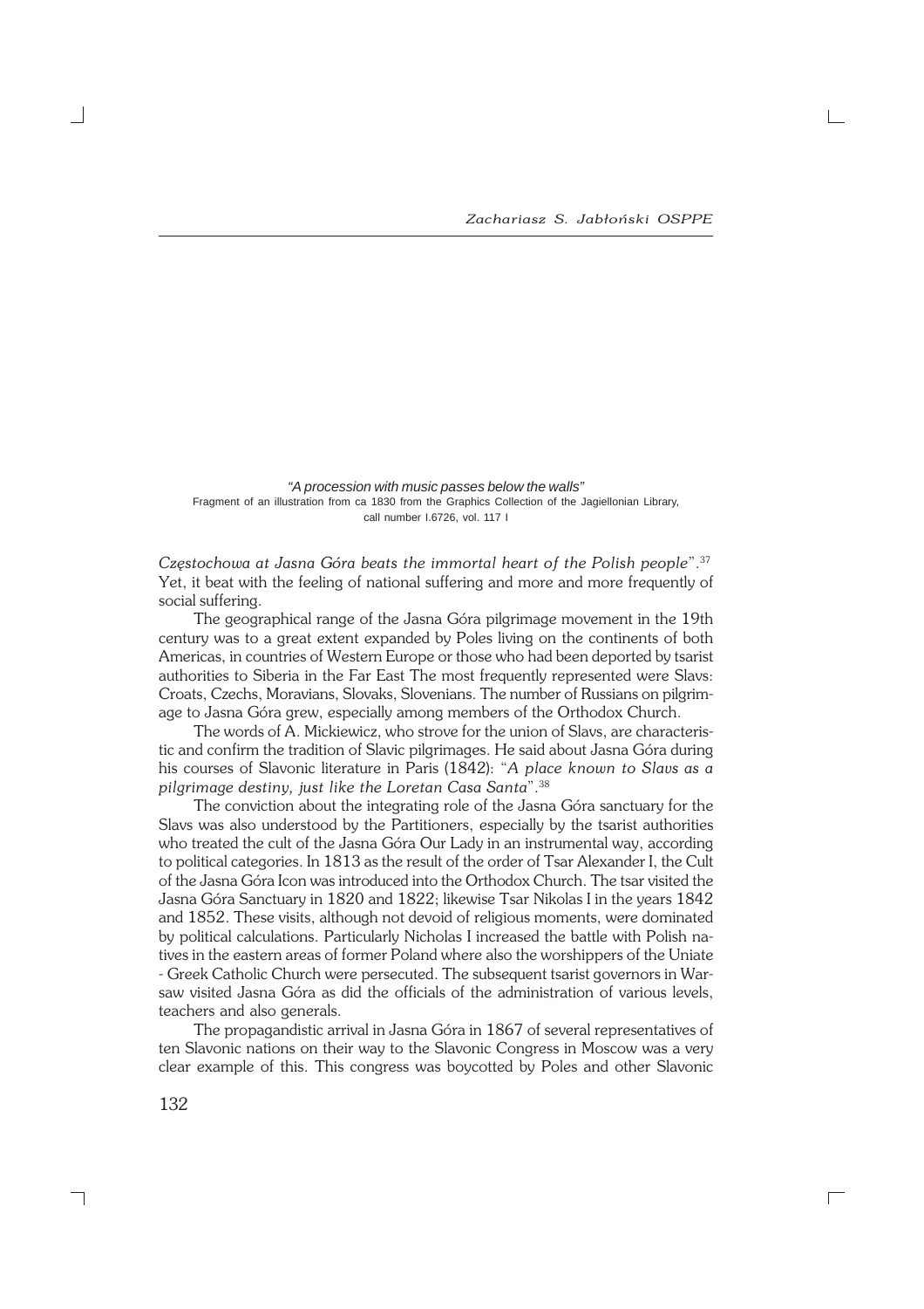*"A procession with music passes below the walls"*
Fragment of an illustration from ca 1830 from the Graphics Collection of the Jagiellonian Library, call number I.6726, vol. 117 I

*Częstochowa at Jasna Góra beats the immortal heart of the Polish people*".[37] Yet, it beat with the feeling of national suffering and more and more frequently of social suffering.

The geographical range of the Jasna Góra pilgrimage movement in the 19th century was to a great extent expanded by Poles living on the continents of both Americas, in countries of Western Europe or those who had been deported by tsarist authorities to Siberia in the Far East The most frequently represented were Slavs: Croats, Czechs, Moravians, Slovaks, Slovenians. The number of Russians on pilgrimage to Jasna Góra grew, especially among members of the Orthodox Church.

The words of A. Mickiewicz, who strove for the union of Slavs, are characteristic and confirm the tradition of Slavic pilgrimages. He said about Jasna Góra during his courses of Slavonic literature in Paris (1842): "*A place known to Slavs as a pilgrimage destiny, just like the Loretan Casa Santa*".[38]

The conviction about the integrating role of the Jasna Góra sanctuary for the Slavs was also understood by the Partitioners, especially by the tsarist authorities who treated the cult of the Jasna Góra Our Lady in an instrumental way, according to political categories. In 1813 as the result of the order of Tsar Alexander I, the Cult of the Jasna Góra Icon was introduced into the Orthodox Church. The tsar visited the Jasna Góra Sanctuary in 1820 and 1822; likewise Tsar Nikolas I in the years 1842 and 1852. These visits, although not devoid of religious moments, were dominated by political calculations. Particularly Nicholas I increased the battle with Polish natives in the eastern areas of former Poland where also the worshippers of the Uniate - Greek Catholic Church were persecuted. The subsequent tsarist governors in Warsaw visited Jasna Góra as did the officials of the administration of various levels, teachers and also generals.

The propagandistic arrival in Jasna Góra in 1867 of several representatives of ten Slavonic nations on their way to the Slavonic Congress in Moscow was a very clear example of this. This congress was boycotted by Poles and other Slavonic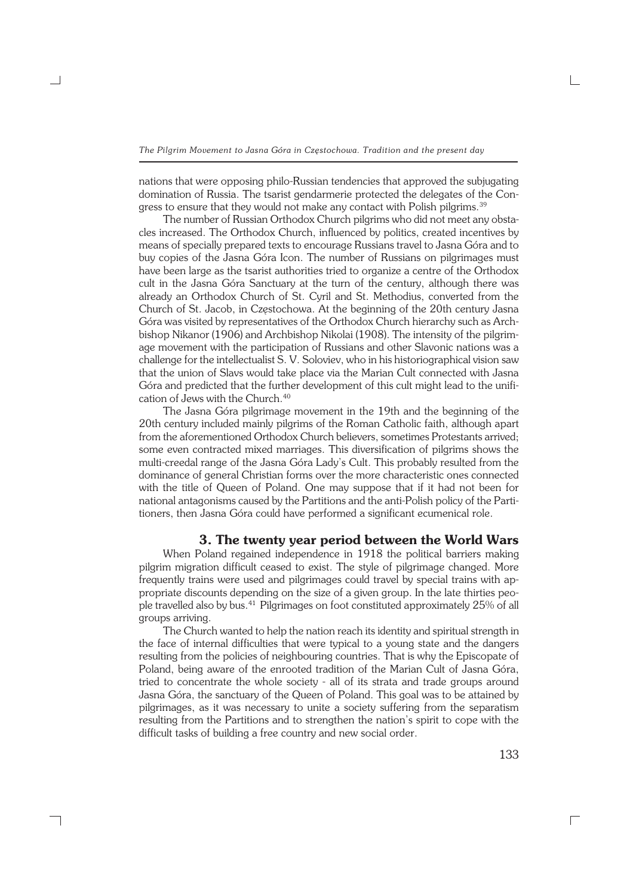nations that were opposing philo-Russian tendencies that approved the subjugating domination of Russia. The tsarist gendarmerie protected the delegates of the Congress to ensure that they would not make any contact with Polish pilgrims.[39]

The number of Russian Orthodox Church pilgrims who did not meet any obstacles increased. The Orthodox Church, influenced by politics, created incentives by means of specially prepared texts to encourage Russians travel to Jasna Góra and to buy copies of the Jasna Góra Icon. The number of Russians on pilgrimages must have been large as the tsarist authorities tried to organize a centre of the Orthodox cult in the Jasna Góra Sanctuary at the turn of the century, although there was already an Orthodox Church of St. Cyril and St. Methodius, converted from the Church of St. Jacob, in Częstochowa. At the beginning of the 20th century Jasna Góra was visited by representatives of the Orthodox Church hierarchy such as Archbishop Nikanor (1906) and Archbishop Nikolai (1908). The intensity of the pilgrimage movement with the participation of Russians and other Slavonic nations was a challenge for the intellectualist S. V. Soloviev, who in his historiographical vision saw that the union of Slavs would take place via the Marian Cult connected with Jasna Góra and predicted that the further development of this cult might lead to the unification of Jews with the Church.[40]

The Jasna Góra pilgrimage movement in the 19th and the beginning of the 20th century included mainly pilgrims of the Roman Catholic faith, although apart from the aforementioned Orthodox Church believers, sometimes Protestants arrived; some even contracted mixed marriages. This diversification of pilgrims shows the multi-creedal range of the Jasna Góra Lady's Cult. This probably resulted from the dominance of general Christian forms over the more characteristic ones connected with the title of Queen of Poland. One may suppose that if it had not been for national antagonisms caused by the Partitions and the anti-Polish policy of the Partitioners, then Jasna Góra could have performed a significant ecumenical role.

## 3. The twenty year period between the World Wars

When Poland regained independence in 1918 the political barriers making pilgrim migration difficult ceased to exist. The style of pilgrimage changed. More frequently trains were used and pilgrimages could travel by special trains with appropriate discounts depending on the size of a given group. In the late thirties people travelled also by bus.[41] Pilgrimages on foot constituted approximately 25% of all groups arriving.

The Church wanted to help the nation reach its identity and spiritual strength in the face of internal difficulties that were typical to a young state and the dangers resulting from the policies of neighbouring countries. That is why the Episcopate of Poland, being aware of the enrooted tradition of the Marian Cult of Jasna Góra, tried to concentrate the whole society - all of its strata and trade groups around Jasna Góra, the sanctuary of the Queen of Poland. This goal was to be attained by pilgrimages, as it was necessary to unite a society suffering from the separatism resulting from the Partitions and to strengthen the nation's spirit to cope with the difficult tasks of building a free country and new social order.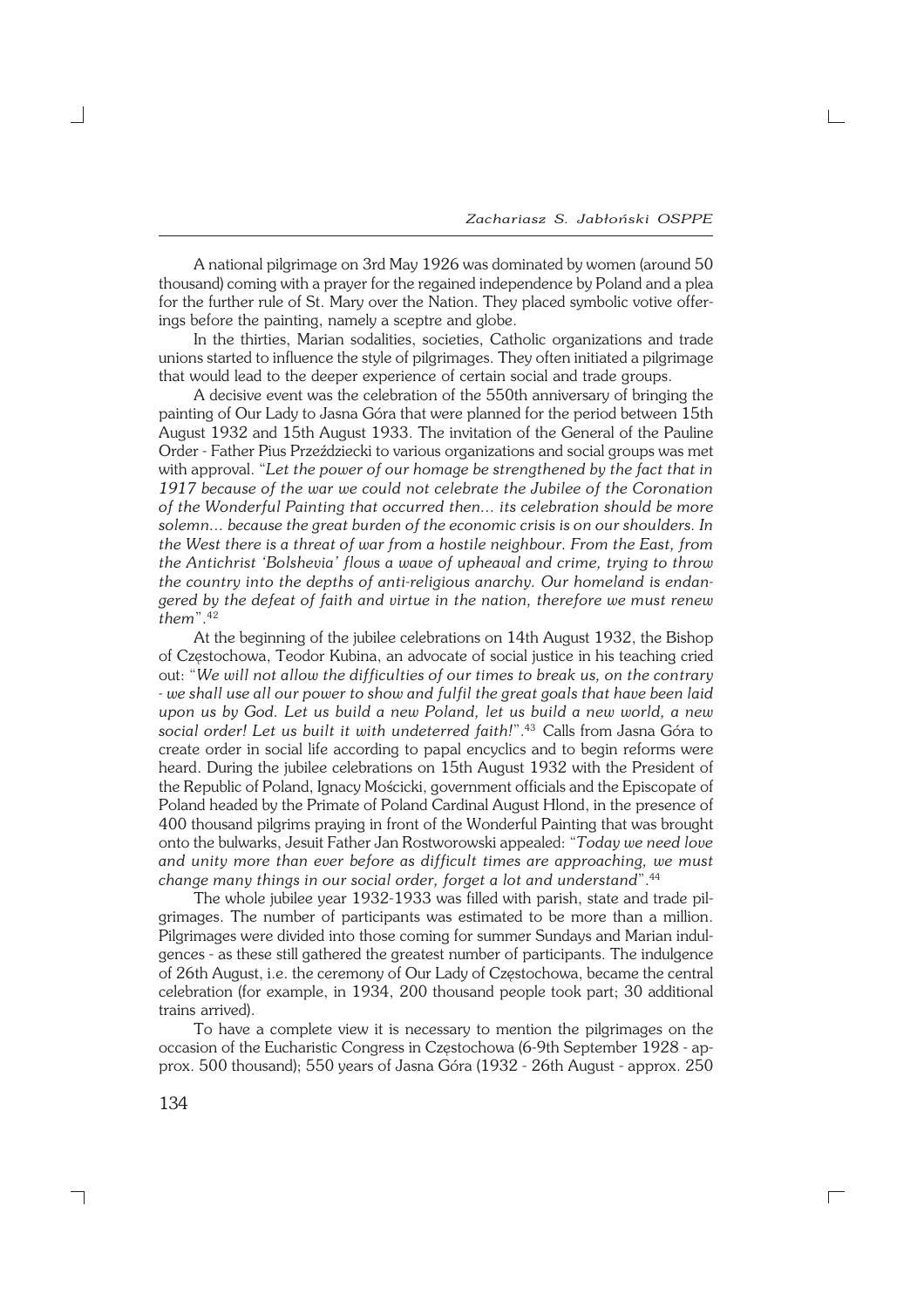A national pilgrimage on 3rd May 1926 was dominated by women (around 50 thousand) coming with a prayer for the regained independence by Poland and a plea for the further rule of St. Mary over the Nation. They placed symbolic votive offerings before the painting, namely a sceptre and globe.

In the thirties, Marian sodalities, societies, Catholic organizations and trade unions started to influence the style of pilgrimages. They often initiated a pilgrimage that would lead to the deeper experience of certain social and trade groups.

A decisive event was the celebration of the 550th anniversary of bringing the painting of Our Lady to Jasna Góra that were planned for the period between 15th August 1932 and 15th August 1933. The invitation of the General of the Pauline Order - Father Pius Przeździecki to various organizations and social groups was met with approval. "*Let the power of our homage be strengthened by the fact that in 1917 because of the war we could not celebrate the Jubilee of the Coronation of the Wonderful Painting that occurred then... its celebration should be more solemn... because the great burden of the economic crisis is on our shoulders. In the West there is a threat of war from a hostile neighbour. From the East, from the Antichrist 'Bolshevia' flows a wave of upheaval and crime, trying to throw the country into the depths of anti-religious anarchy. Our homeland is endangered by the defeat of faith and virtue in the nation, therefore we must renew them*".[42]

At the beginning of the jubilee celebrations on 14th August 1932, the Bishop of Częstochowa, Teodor Kubina, an advocate of social justice in his teaching cried out: "*We will not allow the difficulties of our times to break us, on the contrary - we shall use all our power to show and fulfil the great goals that have been laid upon us by God. Let us build a new Poland, let us build a new world, a new social order! Let us built it with undeterred faith!*".[43] Calls from Jasna Góra to create order in social life according to papal encyclics and to begin reforms were heard. During the jubilee celebrations on 15th August 1932 with the President of the Republic of Poland, Ignacy Mościcki, government officials and the Episcopate of Poland headed by the Primate of Poland Cardinal August Hlond, in the presence of 400 thousand pilgrims praying in front of the Wonderful Painting that was brought onto the bulwarks, Jesuit Father Jan Rostworowski appealed: "*Today we need love and unity more than ever before as difficult times are approaching, we must change many things in our social order, forget a lot and understand*".[44]

The whole jubilee year 1932-1933 was filled with parish, state and trade pilgrimages. The number of participants was estimated to be more than a million. Pilgrimages were divided into those coming for summer Sundays and Marian indulgences - as these still gathered the greatest number of participants. The indulgence of 26th August, i.e. the ceremony of Our Lady of Częstochowa, became the central celebration (for example, in 1934, 200 thousand people took part; 30 additional trains arrived).

To have a complete view it is necessary to mention the pilgrimages on the occasion of the Eucharistic Congress in Częstochowa (6-9th September 1928 - approx. 500 thousand); 550 years of Jasna Góra (1932 - 26th August - approx. 250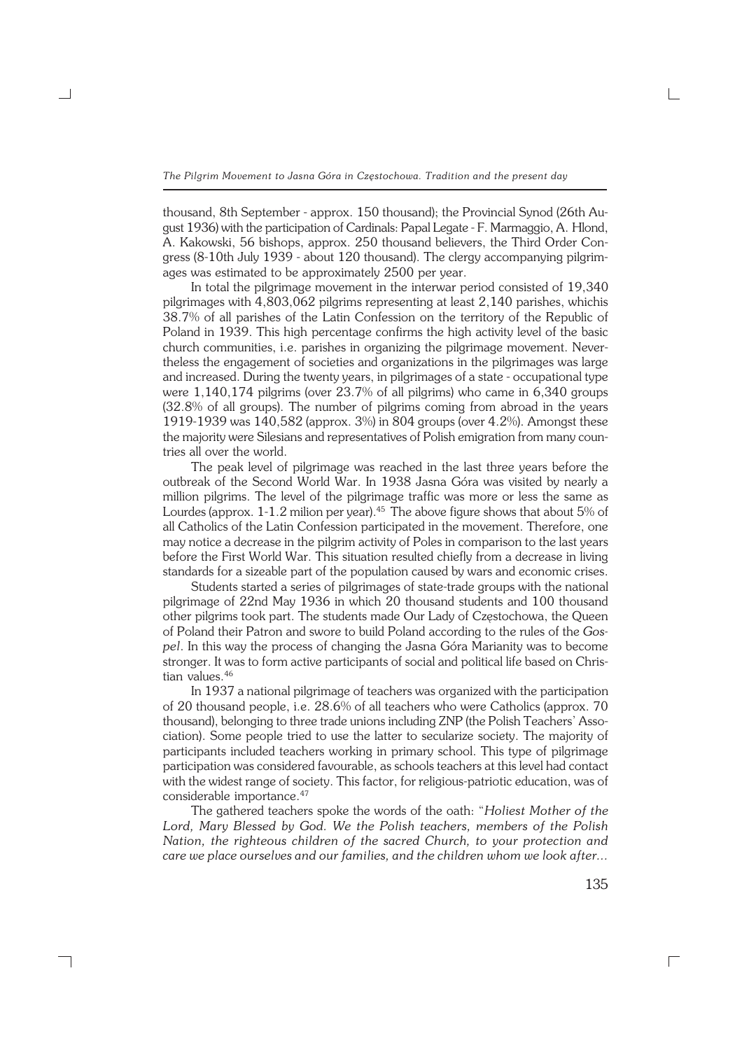thousand, 8th September - approx. 150 thousand); the Provincial Synod (26th August 1936) with the participation of Cardinals: Papal Legate - F. Marmaggio, A. Hlond, A. Kakowski, 56 bishops, approx. 250 thousand believers, the Third Order Congress (8-10th July 1939 - about 120 thousand). The clergy accompanying pilgrimages was estimated to be approximately 2500 per year.

In total the pilgrimage movement in the interwar period consisted of 19,340 pilgrimages with 4,803,062 pilgrims representing at least 2,140 parishes, whichis 38.7% of all parishes of the Latin Confession on the territory of the Republic of Poland in 1939. This high percentage confirms the high activity level of the basic church communities, i.e. parishes in organizing the pilgrimage movement. Nevertheless the engagement of societies and organizations in the pilgrimages was large and increased. During the twenty years, in pilgrimages of a state - occupational type were 1,140,174 pilgrims (over 23.7% of all pilgrims) who came in 6,340 groups (32.8% of all groups). The number of pilgrims coming from abroad in the years 1919-1939 was 140,582 (approx. 3%) in 804 groups (over 4.2%). Amongst these the majority were Silesians and representatives of Polish emigration from many countries all over the world.

The peak level of pilgrimage was reached in the last three years before the outbreak of the Second World War. In 1938 Jasna Góra was visited by nearly a million pilgrims. The level of the pilgrimage traffic was more or less the same as Lourdes (approx. 1-1.2 milion per year).[45] The above figure shows that about 5% of all Catholics of the Latin Confession participated in the movement. Therefore, one may notice a decrease in the pilgrim activity of Poles in comparison to the last years before the First World War. This situation resulted chiefly from a decrease in living standards for a sizeable part of the population caused by wars and economic crises.

Students started a series of pilgrimages of state-trade groups with the national pilgrimage of 22nd May 1936 in which 20 thousand students and 100 thousand other pilgrims took part. The students made Our Lady of Częstochowa, the Queen of Poland their Patron and swore to build Poland according to the rules of the *Gospel*. In this way the process of changing the Jasna Góra Marianity was to become stronger. It was to form active participants of social and political life based on Christian values.[46]

In 1937 a national pilgrimage of teachers was organized with the participation of 20 thousand people, i.e. 28.6% of all teachers who were Catholics (approx. 70 thousand), belonging to three trade unions including ZNP (the Polish Teachers' Association). Some people tried to use the latter to secularize society. The majority of participants included teachers working in primary school. This type of pilgrimage participation was considered favourable, as schools teachers at this level had contact with the widest range of society. This factor, for religious-patriotic education, was of considerable importance.[47]

The gathered teachers spoke the words of the oath: "*Holiest Mother of the Lord, Mary Blessed by God. We the Polish teachers, members of the Polish Nation, the righteous children of the sacred Church, to your protection and care we place ourselves and our families, and the children whom we look after...*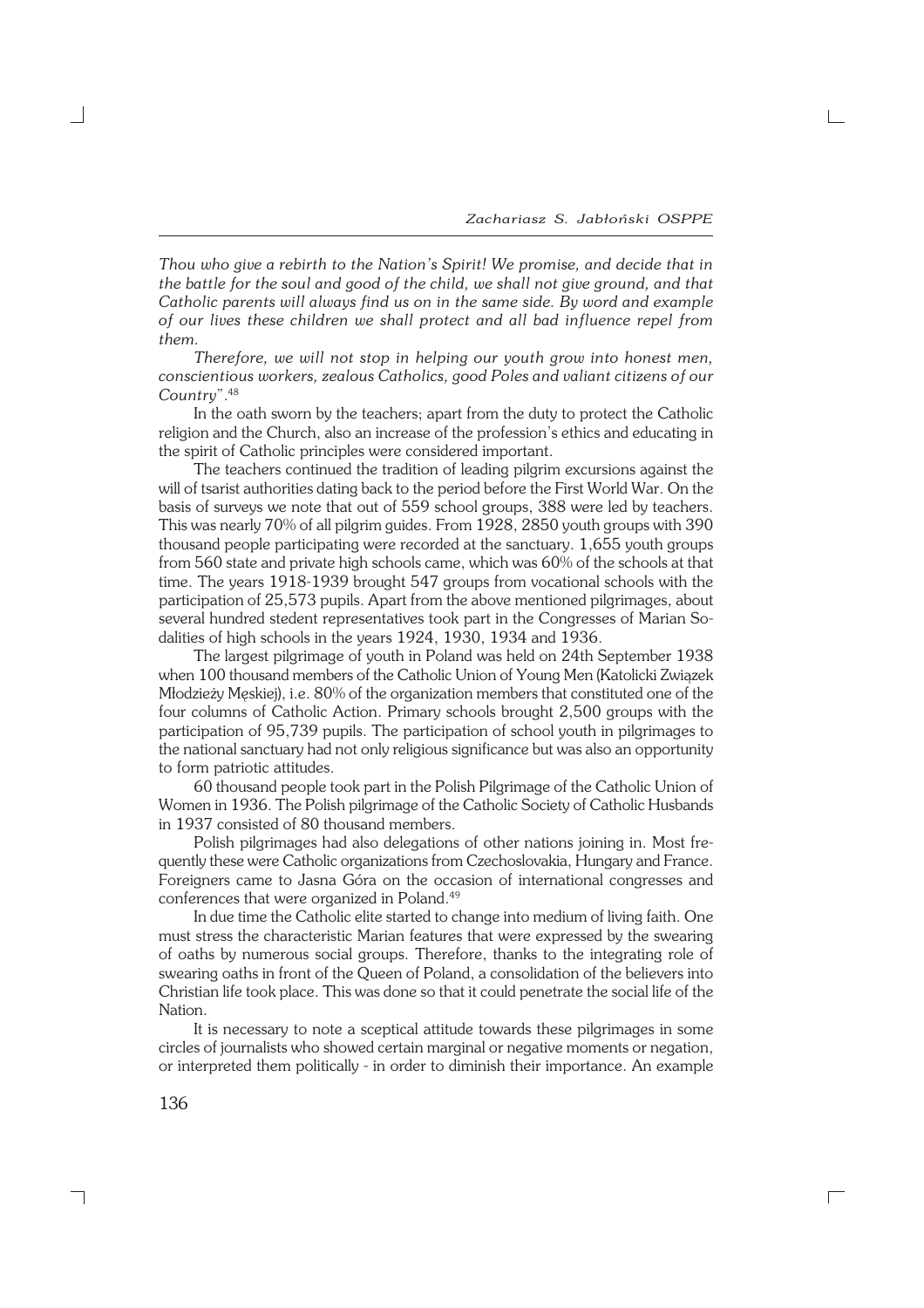*Thou who give a rebirth to the Nation's Spirit! We promise, and decide that in the battle for the soul and good of the child, we shall not give ground, and that Catholic parents will always find us on in the same side. By word and example of our lives these children we shall protect and all bad influence repel from them.*

*Therefore, we will not stop in helping our youth grow into honest men, conscientious workers, zealous Catholics, good Poles and valiant citizens of our Country".*[48]

In the oath sworn by the teachers; apart from the duty to protect the Catholic religion and the Church, also an increase of the profession's ethics and educating in the spirit of Catholic principles were considered important.

The teachers continued the tradition of leading pilgrim excursions against the will of tsarist authorities dating back to the period before the First World War. On the basis of surveys we note that out of 559 school groups, 388 were led by teachers. This was nearly 70% of all pilgrim guides. From 1928, 2850 youth groups with 390 thousand people participating were recorded at the sanctuary. 1,655 youth groups from 560 state and private high schools came, which was 60% of the schools at that time. The years 1918-1939 brought 547 groups from vocational schools with the participation of 25,573 pupils. Apart from the above mentioned pilgrimages, about several hundred stedent representatives took part in the Congresses of Marian Sodalities of high schools in the years 1924, 1930, 1934 and 1936.

The largest pilgrimage of youth in Poland was held on 24th September 1938 when 100 thousand members of the Catholic Union of Young Men (Katolicki Związek Młodzieży Męskiej), i.e. 80% of the organization members that constituted one of the four columns of Catholic Action. Primary schools brought 2,500 groups with the participation of 95,739 pupils. The participation of school youth in pilgrimages to the national sanctuary had not only religious significance but was also an opportunity to form patriotic attitudes.

60 thousand people took part in the Polish Pilgrimage of the Catholic Union of Women in 1936. The Polish pilgrimage of the Catholic Society of Catholic Husbands in 1937 consisted of 80 thousand members.

Polish pilgrimages had also delegations of other nations joining in. Most frequently these were Catholic organizations from Czechoslovakia, Hungary and France. Foreigners came to Jasna Góra on the occasion of international congresses and conferences that were organized in Poland.[49]

In due time the Catholic elite started to change into medium of living faith. One must stress the characteristic Marian features that were expressed by the swearing of oaths by numerous social groups. Therefore, thanks to the integrating role of swearing oaths in front of the Queen of Poland, a consolidation of the believers into Christian life took place. This was done so that it could penetrate the social life of the Nation.

It is necessary to note a sceptical attitude towards these pilgrimages in some circles of journalists who showed certain marginal or negative moments or negation, or interpreted them politically - in order to diminish their importance. An example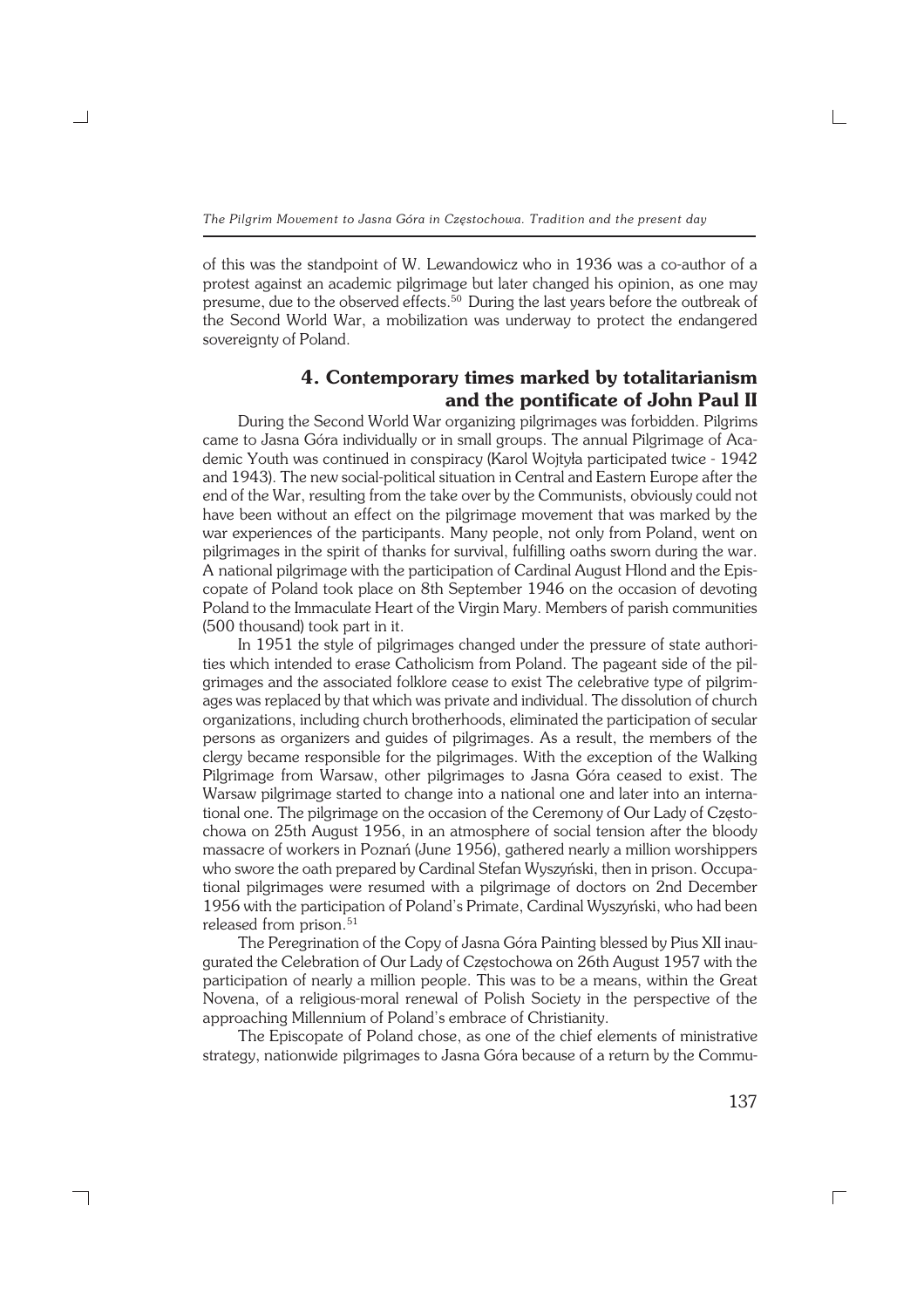of this was the standpoint of W. Lewandowicz who in 1936 was a co-author of a protest against an academic pilgrimage but later changed his opinion, as one may presume, due to the observed effects.[50] During the last years before the outbreak of the Second World War, a mobilization was underway to protect the endangered sovereignty of Poland.

## 4. Contemporary times marked by totalitarianism and the pontificate of John Paul II

During the Second World War organizing pilgrimages was forbidden. Pilgrims came to Jasna Góra individually or in small groups. The annual Pilgrimage of Academic Youth was continued in conspiracy (Karol Wojtyła participated twice - 1942 and 1943). The new social-political situation in Central and Eastern Europe after the end of the War, resulting from the take over by the Communists, obviously could not have been without an effect on the pilgrimage movement that was marked by the war experiences of the participants. Many people, not only from Poland, went on pilgrimages in the spirit of thanks for survival, fulfilling oaths sworn during the war. A national pilgrimage with the participation of Cardinal August Hlond and the Episcopate of Poland took place on 8th September 1946 on the occasion of devoting Poland to the Immaculate Heart of the Virgin Mary. Members of parish communities (500 thousand) took part in it.

In 1951 the style of pilgrimages changed under the pressure of state authorities which intended to erase Catholicism from Poland. The pageant side of the pilgrimages and the associated folklore cease to exist The celebrative type of pilgrimages was replaced by that which was private and individual. The dissolution of church organizations, including church brotherhoods, eliminated the participation of secular persons as organizers and guides of pilgrimages. As a result, the members of the clergy became responsible for the pilgrimages. With the exception of the Walking Pilgrimage from Warsaw, other pilgrimages to Jasna Góra ceased to exist. The Warsaw pilgrimage started to change into a national one and later into an international one. The pilgrimage on the occasion of the Ceremony of Our Lady of Częstochowa on 25th August 1956, in an atmosphere of social tension after the bloody massacre of workers in Poznań (June 1956), gathered nearly a million worshippers who swore the oath prepared by Cardinal Stefan Wyszyński, then in prison. Occupational pilgrimages were resumed with a pilgrimage of doctors on 2nd December 1956 with the participation of Poland's Primate, Cardinal Wyszyński, who had been released from prison.[51]

The Peregrination of the Copy of Jasna Góra Painting blessed by Pius XII inaugurated the Celebration of Our Lady of Częstochowa on 26th August 1957 with the participation of nearly a million people. This was to be a means, within the Great Novena, of a religious-moral renewal of Polish Society in the perspective of the approaching Millennium of Poland's embrace of Christianity.

The Episcopate of Poland chose, as one of the chief elements of ministrative strategy, nationwide pilgrimages to Jasna Góra because of a return by the Commu-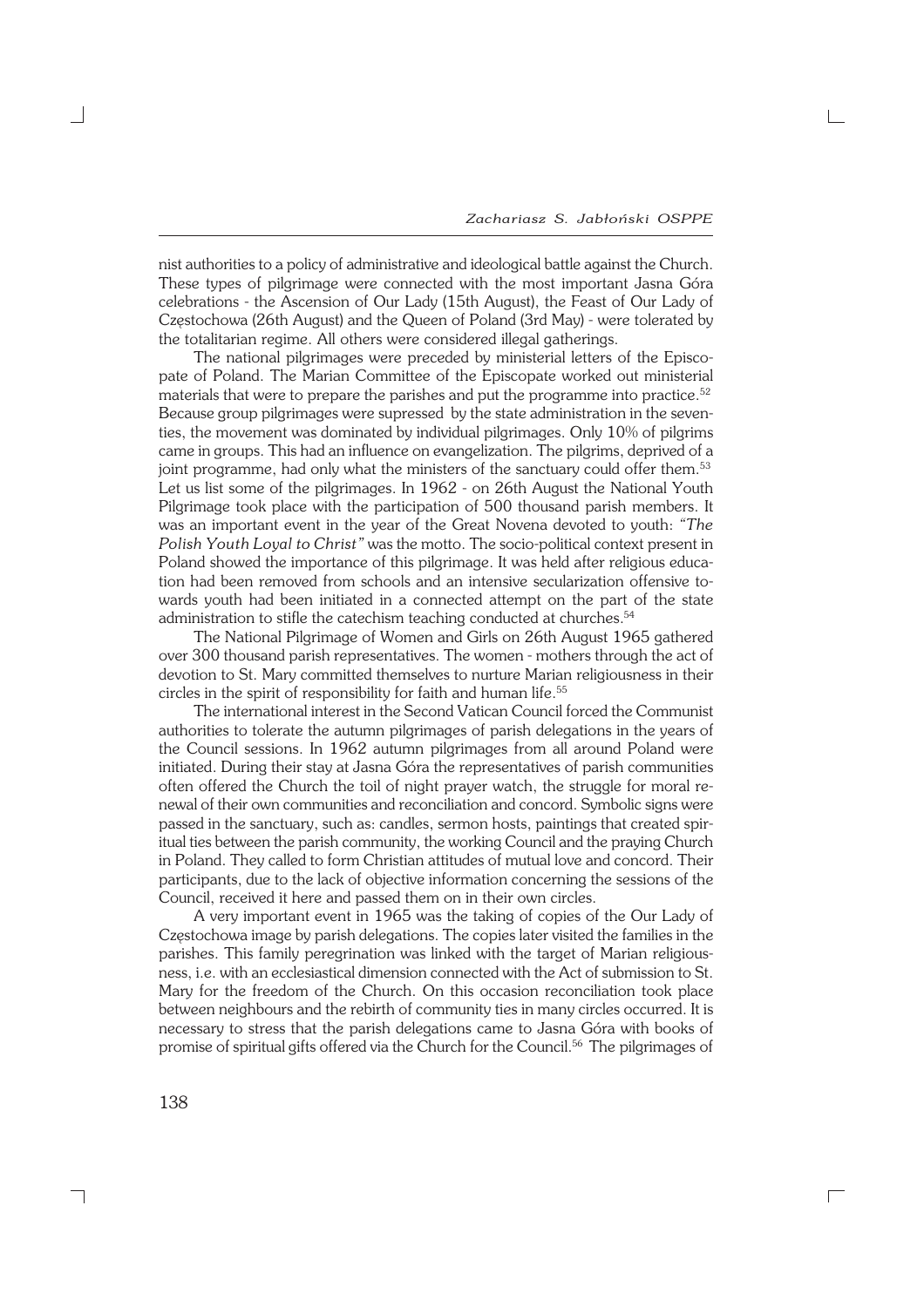nist authorities to a policy of administrative and ideological battle against the Church. These types of pilgrimage were connected with the most important Jasna Góra celebrations - the Ascension of Our Lady (15th August), the Feast of Our Lady of Częstochowa (26th August) and the Queen of Poland (3rd May) - were tolerated by the totalitarian regime. All others were considered illegal gatherings.

The national pilgrimages were preceded by ministerial letters of the Episcopate of Poland. The Marian Committee of the Episcopate worked out ministerial materials that were to prepare the parishes and put the programme into practice.[52] Because group pilgrimages were supressed by the state administration in the seventies, the movement was dominated by individual pilgrimages. Only 10% of pilgrims came in groups. This had an influence on evangelization. The pilgrims, deprived of a joint programme, had only what the ministers of the sanctuary could offer them.[53] Let us list some of the pilgrimages. In 1962 - on 26th August the National Youth Pilgrimage took place with the participation of 500 thousand parish members. It was an important event in the year of the Great Novena devoted to youth: *"The Polish Youth Loyal to Christ"* was the motto. The socio-political context present in Poland showed the importance of this pilgrimage. It was held after religious education had been removed from schools and an intensive secularization offensive towards youth had been initiated in a connected attempt on the part of the state administration to stifle the catechism teaching conducted at churches.[54]

The National Pilgrimage of Women and Girls on 26th August 1965 gathered over 300 thousand parish representatives. The women - mothers through the act of devotion to St. Mary committed themselves to nurture Marian religiousness in their circles in the spirit of responsibility for faith and human life.[55]

The international interest in the Second Vatican Council forced the Communist authorities to tolerate the autumn pilgrimages of parish delegations in the years of the Council sessions. In 1962 autumn pilgrimages from all around Poland were initiated. During their stay at Jasna Góra the representatives of parish communities often offered the Church the toil of night prayer watch, the struggle for moral renewal of their own communities and reconciliation and concord. Symbolic signs were passed in the sanctuary, such as: candles, sermon hosts, paintings that created spiritual ties between the parish community, the working Council and the praying Church in Poland. They called to form Christian attitudes of mutual love and concord. Their participants, due to the lack of objective information concerning the sessions of the Council, received it here and passed them on in their own circles.

A very important event in 1965 was the taking of copies of the Our Lady of Częstochowa image by parish delegations. The copies later visited the families in the parishes. This family peregrination was linked with the target of Marian religiousness, i.e. with an ecclesiastical dimension connected with the Act of submission to St. Mary for the freedom of the Church. On this occasion reconciliation took place between neighbours and the rebirth of community ties in many circles occurred. It is necessary to stress that the parish delegations came to Jasna Góra with books of promise of spiritual gifts offered via the Church for the Council.[56] The pilgrimages of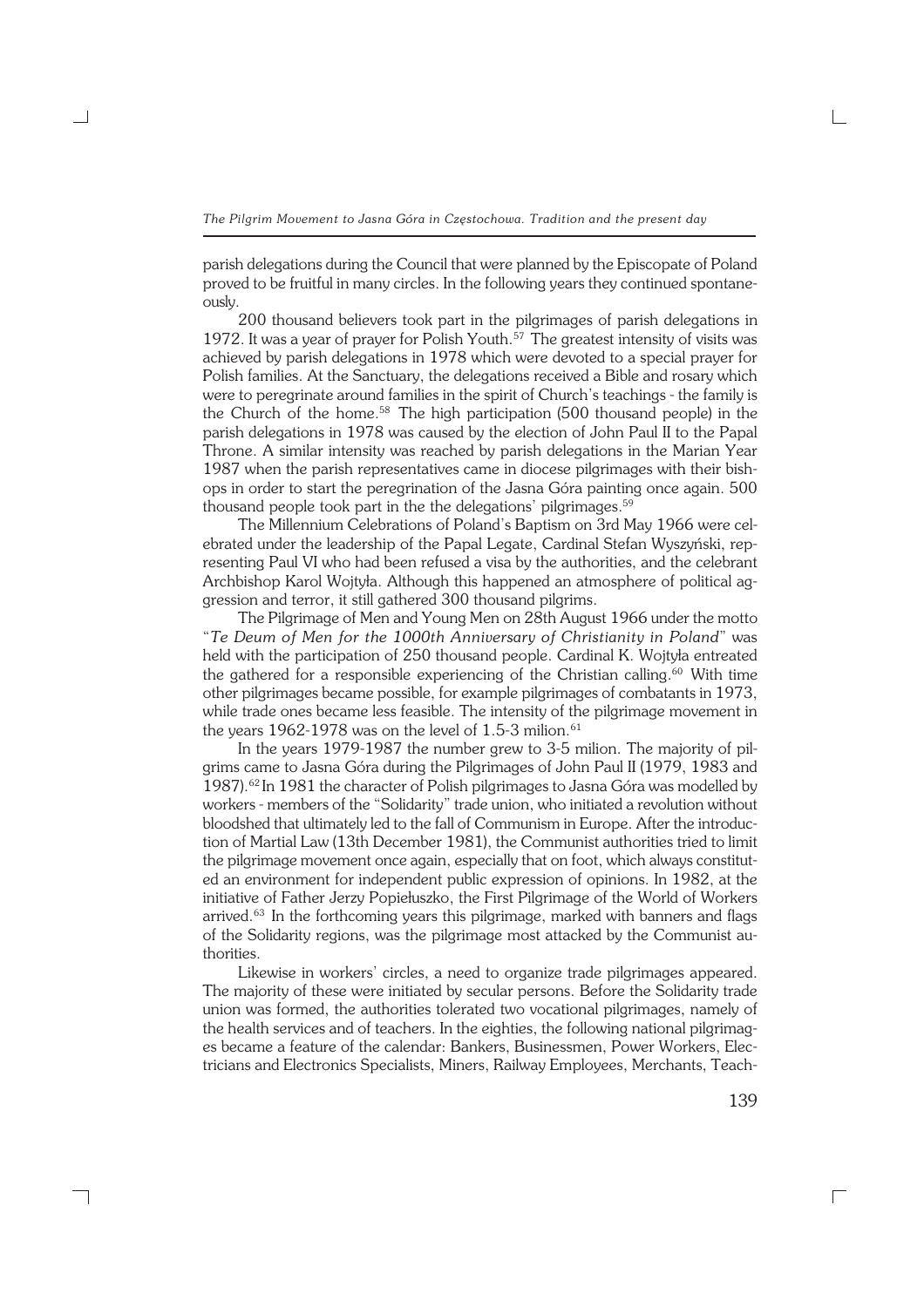parish delegations during the Council that were planned by the Episcopate of Poland proved to be fruitful in many circles. In the following years they continued spontaneously.

200 thousand believers took part in the pilgrimages of parish delegations in 1972. It was a year of prayer for Polish Youth.[57] The greatest intensity of visits was achieved by parish delegations in 1978 which were devoted to a special prayer for Polish families. At the Sanctuary, the delegations received a Bible and rosary which were to peregrinate around families in the spirit of Church's teachings - the family is the Church of the home.[58] The high participation (500 thousand people) in the parish delegations in 1978 was caused by the election of John Paul II to the Papal Throne. A similar intensity was reached by parish delegations in the Marian Year 1987 when the parish representatives came in diocese pilgrimages with their bishops in order to start the peregrination of the Jasna Góra painting once again. 500 thousand people took part in the the delegations' pilgrimages.[59]

The Millennium Celebrations of Poland's Baptism on 3rd May 1966 were celebrated under the leadership of the Papal Legate, Cardinal Stefan Wyszyński, representing Paul VI who had been refused a visa by the authorities, and the celebrant Archbishop Karol Wojtyła. Although this happened an atmosphere of political aggression and terror, it still gathered 300 thousand pilgrims.

The Pilgrimage of Men and Young Men on 28th August 1966 under the motto "*Te Deum of Men for the 1000th Anniversary of Christianity in Poland*" was held with the participation of 250 thousand people. Cardinal K. Wojtyła entreated the gathered for a responsible experiencing of the Christian calling.[60] With time other pilgrimages became possible, for example pilgrimages of combatants in 1973, while trade ones became less feasible. The intensity of the pilgrimage movement in the years 1962-1978 was on the level of 1.5-3 milion.[61]

In the years 1979-1987 the number grew to 3-5 milion. The majority of pilgrims came to Jasna Góra during the Pilgrimages of John Paul II (1979, 1983 and 1987).[62] In 1981 the character of Polish pilgrimages to Jasna Góra was modelled by workers - members of the "Solidarity" trade union, who initiated a revolution without bloodshed that ultimately led to the fall of Communism in Europe. After the introduction of Martial Law (13th December 1981), the Communist authorities tried to limit the pilgrimage movement once again, especially that on foot, which always constituted an environment for independent public expression of opinions. In 1982, at the initiative of Father Jerzy Popiełuszko, the First Pilgrimage of the World of Workers arrived.[63] In the forthcoming years this pilgrimage, marked with banners and flags of the Solidarity regions, was the pilgrimage most attacked by the Communist authorities.

Likewise in workers' circles, a need to organize trade pilgrimages appeared. The majority of these were initiated by secular persons. Before the Solidarity trade union was formed, the authorities tolerated two vocational pilgrimages, namely of the health services and of teachers. In the eighties, the following national pilgrimages became a feature of the calendar: Bankers, Businessmen, Power Workers, Electricians and Electronics Specialists, Miners, Railway Employees, Merchants, Teach-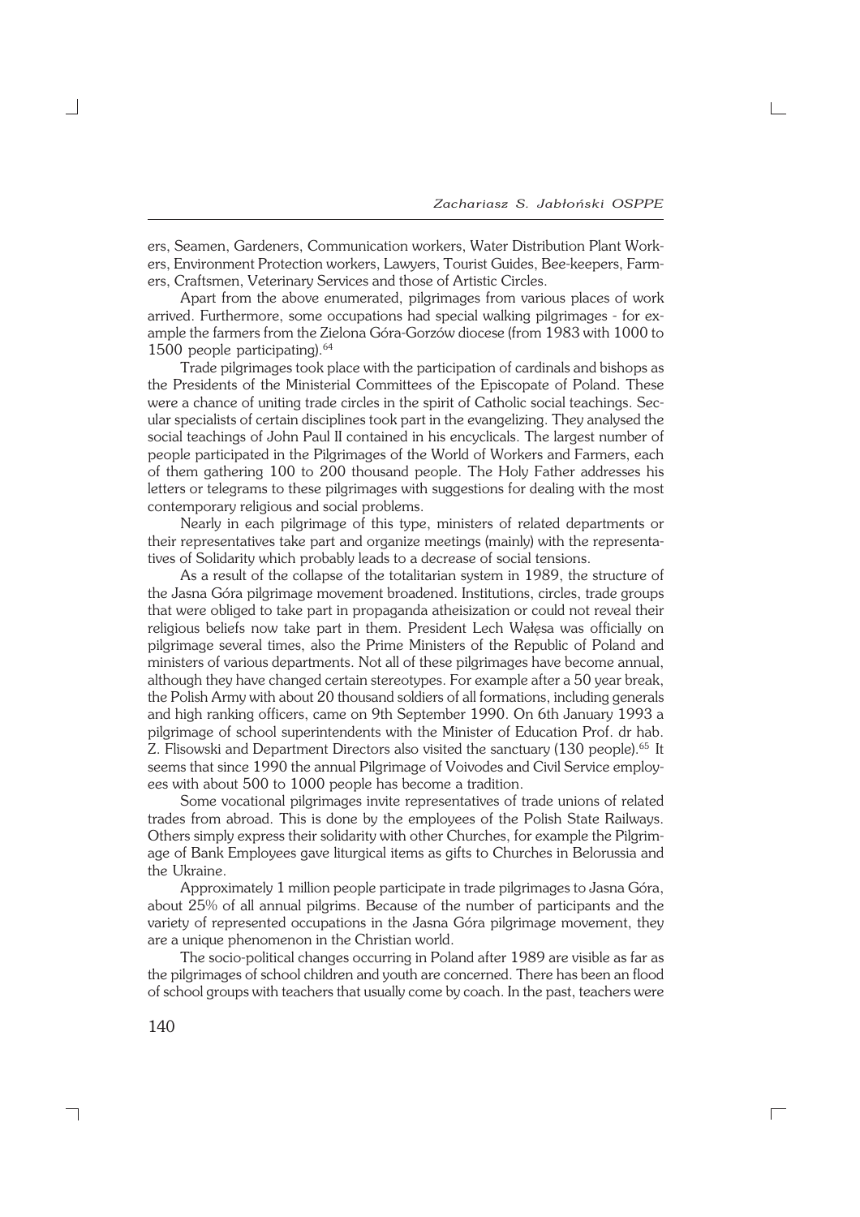ers, Seamen, Gardeners, Communication workers, Water Distribution Plant Workers, Environment Protection workers, Lawyers, Tourist Guides, Bee-keepers, Farmers, Craftsmen, Veterinary Services and those of Artistic Circles.

Apart from the above enumerated, pilgrimages from various places of work arrived. Furthermore, some occupations had special walking pilgrimages - for example the farmers from the Zielona Góra-Gorzów diocese (from 1983 with 1000 to 1500 people participating).[64]

Trade pilgrimages took place with the participation of cardinals and bishops as the Presidents of the Ministerial Committees of the Episcopate of Poland. These were a chance of uniting trade circles in the spirit of Catholic social teachings. Secular specialists of certain disciplines took part in the evangelizing. They analysed the social teachings of John Paul II contained in his encyclicals. The largest number of people participated in the Pilgrimages of the World of Workers and Farmers, each of them gathering 100 to 200 thousand people. The Holy Father addresses his letters or telegrams to these pilgrimages with suggestions for dealing with the most contemporary religious and social problems.

Nearly in each pilgrimage of this type, ministers of related departments or their representatives take part and organize meetings (mainly) with the representatives of Solidarity which probably leads to a decrease of social tensions.

As a result of the collapse of the totalitarian system in 1989, the structure of the Jasna Góra pilgrimage movement broadened. Institutions, circles, trade groups that were obliged to take part in propaganda atheisization or could not reveal their religious beliefs now take part in them. President Lech Wałęsa was officially on pilgrimage several times, also the Prime Ministers of the Republic of Poland and ministers of various departments. Not all of these pilgrimages have become annual, although they have changed certain stereotypes. For example after a 50 year break, the Polish Army with about 20 thousand soldiers of all formations, including generals and high ranking officers, came on 9th September 1990. On 6th January 1993 a pilgrimage of school superintendents with the Minister of Education Prof. dr hab. Z. Flisowski and Department Directors also visited the sanctuary (130 people).[65] It seems that since 1990 the annual Pilgrimage of Voivodes and Civil Service employees with about 500 to 1000 people has become a tradition.

Some vocational pilgrimages invite representatives of trade unions of related trades from abroad. This is done by the employees of the Polish State Railways. Others simply express their solidarity with other Churches, for example the Pilgrimage of Bank Employees gave liturgical items as gifts to Churches in Belorussia and the Ukraine.

Approximately 1 million people participate in trade pilgrimages to Jasna Góra, about 25% of all annual pilgrims. Because of the number of participants and the variety of represented occupations in the Jasna Góra pilgrimage movement, they are a unique phenomenon in the Christian world.

The socio-political changes occurring in Poland after 1989 are visible as far as the pilgrimages of school children and youth are concerned. There has been an flood of school groups with teachers that usually come by coach. In the past, teachers were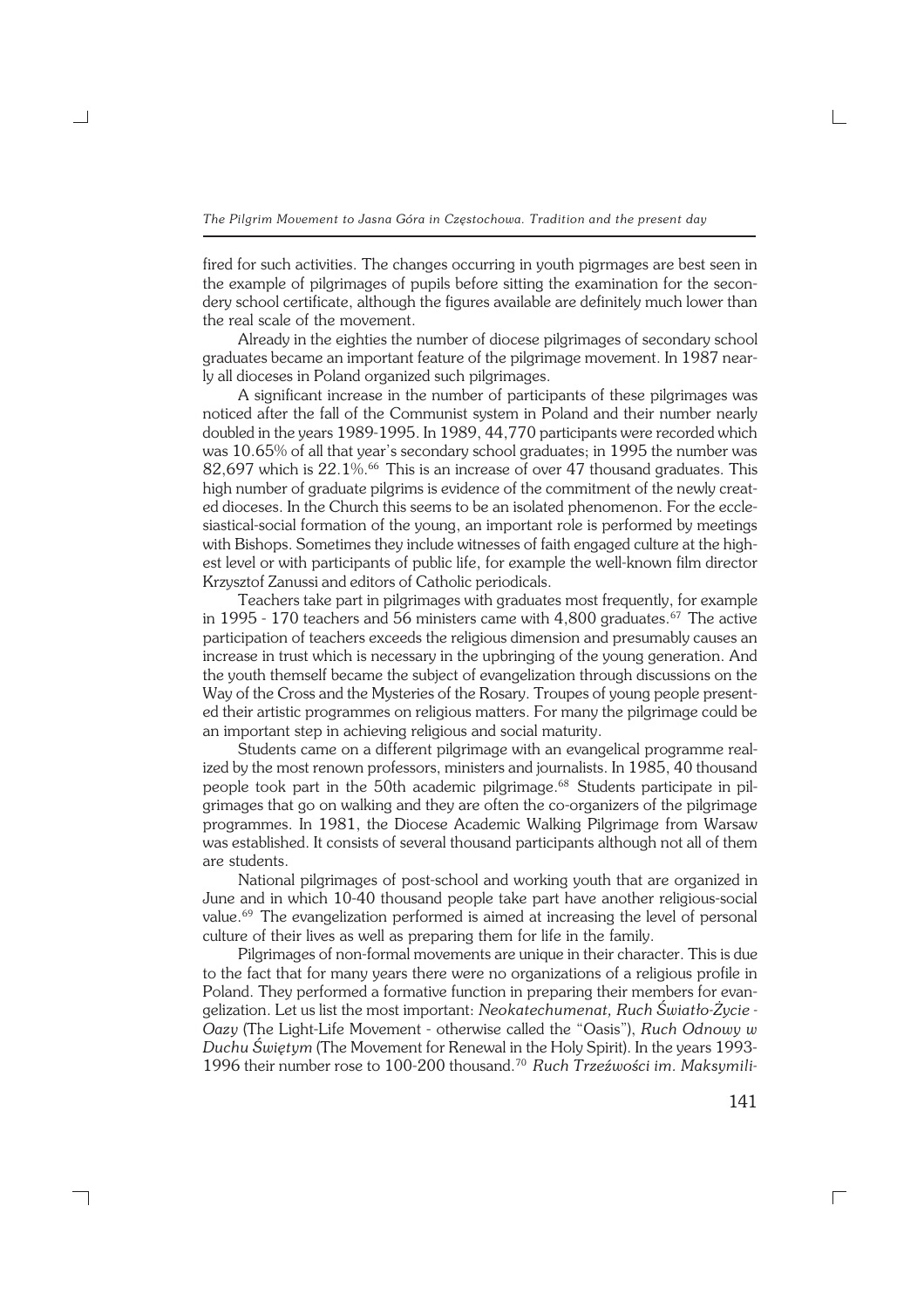fired for such activities. The changes occurring in youth pigrmages are best seen in the example of pilgrimages of pupils before sitting the examination for the secondery school certificate, although the figures available are definitely much lower than the real scale of the movement.

Already in the eighties the number of diocese pilgrimages of secondary school graduates became an important feature of the pilgrimage movement. In 1987 nearly all dioceses in Poland organized such pilgrimages.

A significant increase in the number of participants of these pilgrimages was noticed after the fall of the Communist system in Poland and their number nearly doubled in the years 1989-1995. In 1989, 44,770 participants were recorded which was 10.65% of all that year's secondary school graduates; in 1995 the number was 82,697 which is 22.1%.[66] This is an increase of over 47 thousand graduates. This high number of graduate pilgrims is evidence of the commitment of the newly created dioceses. In the Church this seems to be an isolated phenomenon. For the ecclesiastical-social formation of the young, an important role is performed by meetings with Bishops. Sometimes they include witnesses of faith engaged culture at the highest level or with participants of public life, for example the well-known film director Krzysztof Zanussi and editors of Catholic periodicals.

Teachers take part in pilgrimages with graduates most frequently, for example in 1995 - 170 teachers and 56 ministers came with 4,800 graduates.[67] The active participation of teachers exceeds the religious dimension and presumably causes an increase in trust which is necessary in the upbringing of the young generation. And the youth themself became the subject of evangelization through discussions on the Way of the Cross and the Mysteries of the Rosary. Troupes of young people presented their artistic programmes on religious matters. For many the pilgrimage could be an important step in achieving religious and social maturity.

Students came on a different pilgrimage with an evangelical programme realized by the most renown professors, ministers and journalists. In 1985, 40 thousand people took part in the 50th academic pilgrimage.[68] Students participate in pilgrimages that go on walking and they are often the co-organizers of the pilgrimage programmes. In 1981, the Diocese Academic Walking Pilgrimage from Warsaw was established. It consists of several thousand participants although not all of them are students.

National pilgrimages of post-school and working youth that are organized in June and in which 10-40 thousand people take part have another religious-social value.[69] The evangelization performed is aimed at increasing the level of personal culture of their lives as well as preparing them for life in the family.

Pilgrimages of non-formal movements are unique in their character. This is due to the fact that for many years there were no organizations of a religious profile in Poland. They performed a formative function in preparing their members for evangelization. Let us list the most important: *Neokatechumenat, Ruch Światło-Życie - Oazy* (The Light-Life Movement - otherwise called the "Oasis"), *Ruch Odnowy w Duchu Świętym* (The Movement for Renewal in the Holy Spirit). In the years 1993-1996 their number rose to 100-200 thousand.[70] *Ruch Trzeźwości im. Maksymili-*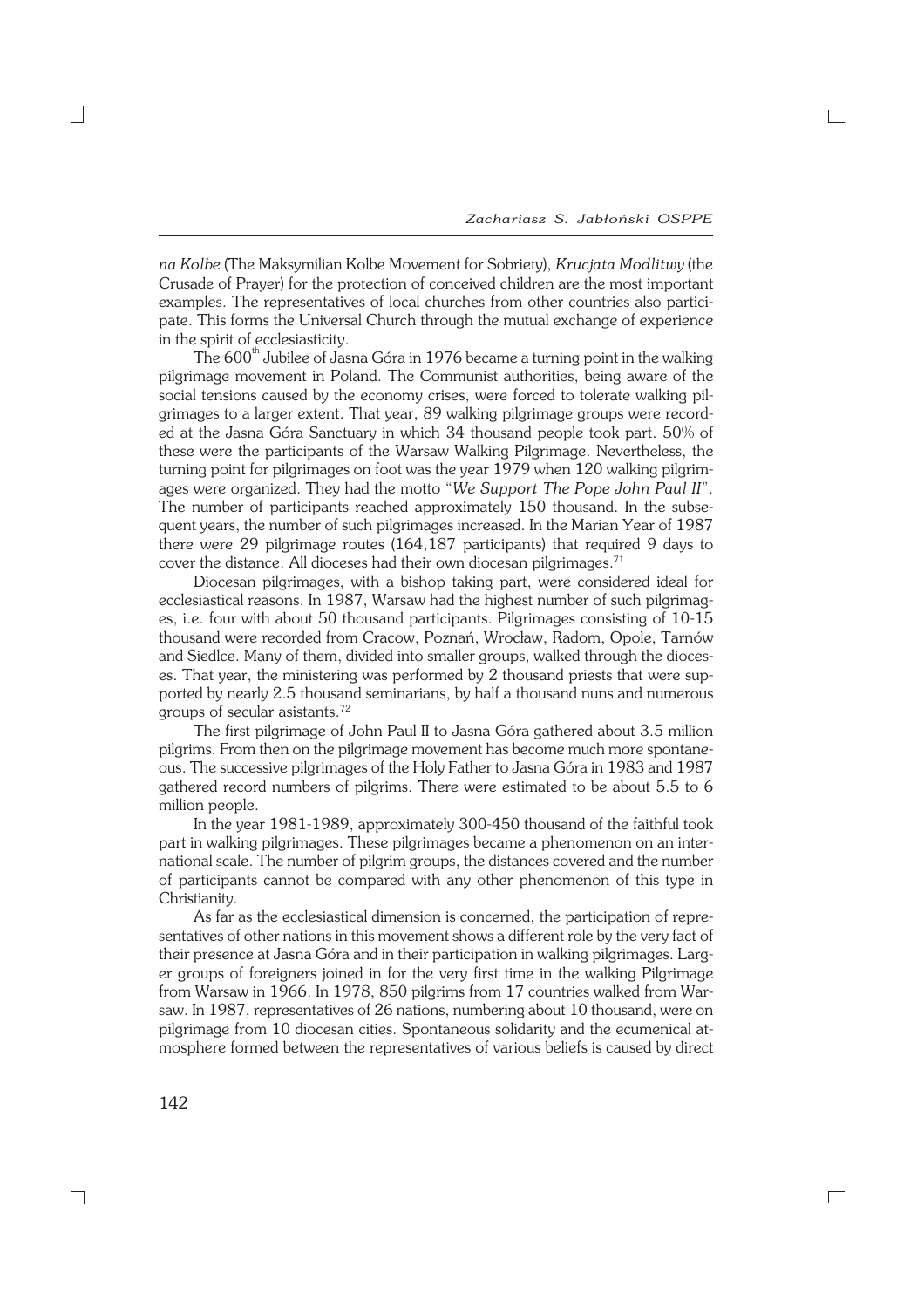*na Kolbe* (The Maksymilian Kolbe Movement for Sobriety), *Krucjata Modlitwy* (the Crusade of Prayer) for the protection of conceived children are the most important examples. The representatives of local churches from other countries also participate. This forms the Universal Church through the mutual exchange of experience in the spirit of ecclesiasticity.

The 600th Jubilee of Jasna Góra in 1976 became a turning point in the walking pilgrimage movement in Poland. The Communist authorities, being aware of the social tensions caused by the economy crises, were forced to tolerate walking pilgrimages to a larger extent. That year, 89 walking pilgrimage groups were recorded at the Jasna Góra Sanctuary in which 34 thousand people took part. 50% of these were the participants of the Warsaw Walking Pilgrimage. Nevertheless, the turning point for pilgrimages on foot was the year 1979 when 120 walking pilgrimages were organized. They had the motto "*We Support The Pope John Paul II*". The number of participants reached approximately 150 thousand. In the subsequent years, the number of such pilgrimages increased. In the Marian Year of 1987 there were 29 pilgrimage routes (164,187 participants) that required 9 days to cover the distance. All dioceses had their own diocesan pilgrimages.[71]

Diocesan pilgrimages, with a bishop taking part, were considered ideal for ecclesiastical reasons. In 1987, Warsaw had the highest number of such pilgrimages, i.e. four with about 50 thousand participants. Pilgrimages consisting of 10-15 thousand were recorded from Cracow, Poznań, Wrocław, Radom, Opole, Tarnów and Siedlce. Many of them, divided into smaller groups, walked through the dioceses. That year, the ministering was performed by 2 thousand priests that were supported by nearly 2.5 thousand seminarians, by half a thousand nuns and numerous groups of secular asistants.[72]

The first pilgrimage of John Paul II to Jasna Góra gathered about 3.5 million pilgrims. From then on the pilgrimage movement has become much more spontaneous. The successive pilgrimages of the Holy Father to Jasna Góra in 1983 and 1987 gathered record numbers of pilgrims. There were estimated to be about 5.5 to 6 million people.

In the year 1981-1989, approximately 300-450 thousand of the faithful took part in walking pilgrimages. These pilgrimages became a phenomenon on an international scale. The number of pilgrim groups, the distances covered and the number of participants cannot be compared with any other phenomenon of this type in Christianity.

As far as the ecclesiastical dimension is concerned, the participation of representatives of other nations in this movement shows a different role by the very fact of their presence at Jasna Góra and in their participation in walking pilgrimages. Larger groups of foreigners joined in for the very first time in the walking Pilgrimage from Warsaw in 1966. In 1978, 850 pilgrims from 17 countries walked from Warsaw. In 1987, representatives of 26 nations, numbering about 10 thousand, were on pilgrimage from 10 diocesan cities. Spontaneous solidarity and the ecumenical atmosphere formed between the representatives of various beliefs is caused by direct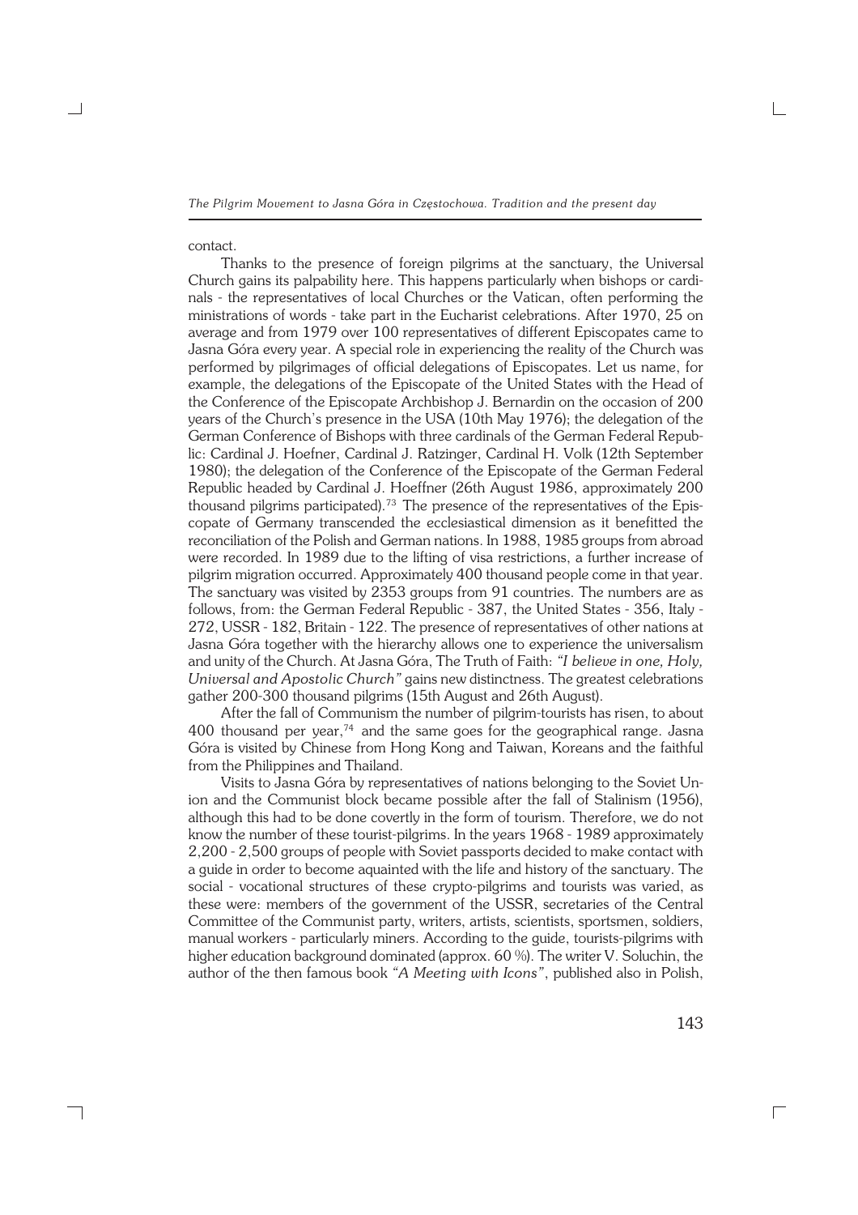contact.

Thanks to the presence of foreign pilgrims at the sanctuary, the Universal Church gains its palpability here. This happens particularly when bishops or cardinals - the representatives of local Churches or the Vatican, often performing the ministrations of words - take part in the Eucharist celebrations. After 1970, 25 on average and from 1979 over 100 representatives of different Episcopates came to Jasna Góra every year. A special role in experiencing the reality of the Church was performed by pilgrimages of official delegations of Episcopates. Let us name, for example, the delegations of the Episcopate of the United States with the Head of the Conference of the Episcopate Archbishop J. Bernardin on the occasion of 200 years of the Church's presence in the USA (10th May 1976); the delegation of the German Conference of Bishops with three cardinals of the German Federal Republic: Cardinal J. Hoefner, Cardinal J. Ratzinger, Cardinal H. Volk (12th September 1980); the delegation of the Conference of the Episcopate of the German Federal Republic headed by Cardinal J. Hoeffner (26th August 1986, approximately 200 thousand pilgrims participated).[73] The presence of the representatives of the Episcopate of Germany transcended the ecclesiastical dimension as it benefitted the reconciliation of the Polish and German nations. In 1988, 1985 groups from abroad were recorded. In 1989 due to the lifting of visa restrictions, a further increase of pilgrim migration occurred. Approximately 400 thousand people come in that year. The sanctuary was visited by 2353 groups from 91 countries. The numbers are as follows, from: the German Federal Republic - 387, the United States - 356, Italy - 272, USSR - 182, Britain - 122. The presence of representatives of other nations at Jasna Góra together with the hierarchy allows one to experience the universalism and unity of the Church. At Jasna Góra, The Truth of Faith: *"I believe in one, Holy, Universal and Apostolic Church"* gains new distinctness. The greatest celebrations gather 200-300 thousand pilgrims (15th August and 26th August).

After the fall of Communism the number of pilgrim-tourists has risen, to about 400 thousand per year,[74] and the same goes for the geographical range. Jasna Góra is visited by Chinese from Hong Kong and Taiwan, Koreans and the faithful from the Philippines and Thailand.

Visits to Jasna Góra by representatives of nations belonging to the Soviet Union and the Communist block became possible after the fall of Stalinism (1956), although this had to be done covertly in the form of tourism. Therefore, we do not know the number of these tourist-pilgrims. In the years 1968 - 1989 approximately 2,200 - 2,500 groups of people with Soviet passports decided to make contact with a guide in order to become aquainted with the life and history of the sanctuary. The social - vocational structures of these crypto-pilgrims and tourists was varied, as these were: members of the government of the USSR, secretaries of the Central Committee of the Communist party, writers, artists, scientists, sportsmen, soldiers, manual workers - particularly miners. According to the guide, tourists-pilgrims with higher education background dominated (approx. 60 %). The writer V. Soluchin, the author of the then famous book *"A Meeting with Icons"*, published also in Polish,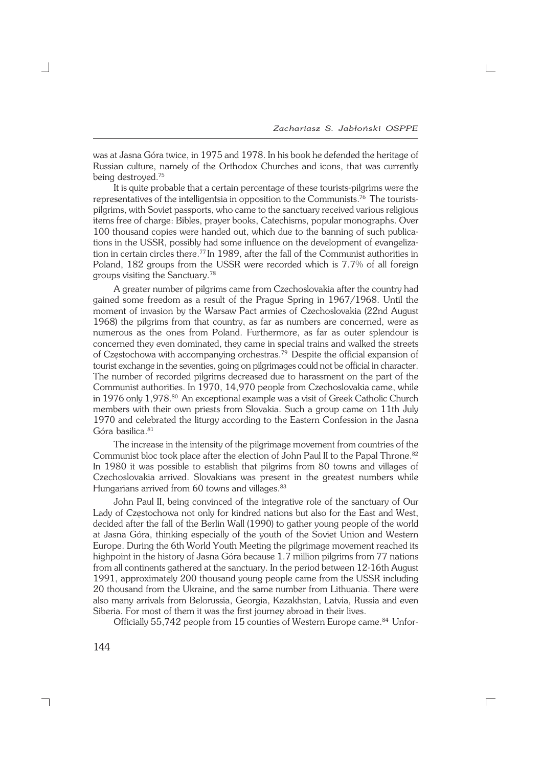was at Jasna Góra twice, in 1975 and 1978. In his book he defended the heritage of Russian culture, namely of the Orthodox Churches and icons, that was currently being destroyed.[75]

It is quite probable that a certain percentage of these tourists-pilgrims were the representatives of the intelligentsia in opposition to the Communists.[76] The tourists-pilgrims, with Soviet passports, who came to the sanctuary received various religious items free of charge: Bibles, prayer books, Catechisms, popular monographs. Over 100 thousand copies were handed out, which due to the banning of such publications in the USSR, possibly had some influence on the development of evangelization in certain circles there.[77] In 1989, after the fall of the Communist authorities in Poland, 182 groups from the USSR were recorded which is 7.7% of all foreign groups visiting the Sanctuary.[78]

A greater number of pilgrims came from Czechoslovakia after the country had gained some freedom as a result of the Prague Spring in 1967/1968. Until the moment of invasion by the Warsaw Pact armies of Czechoslovakia (22nd August 1968) the pilgrims from that country, as far as numbers are concerned, were as numerous as the ones from Poland. Furthermore, as far as outer splendour is concerned they even dominated, they came in special trains and walked the streets of Częstochowa with accompanying orchestras.[79] Despite the official expansion of tourist exchange in the seventies, going on pilgrimages could not be official in character. The number of recorded pilgrims decreased due to harassment on the part of the Communist authorities. In 1970, 14,970 people from Czechoslovakia came, while in 1976 only 1,978.[80] An exceptional example was a visit of Greek Catholic Church members with their own priests from Slovakia. Such a group came on 11th July 1970 and celebrated the liturgy according to the Eastern Confession in the Jasna Góra basilica.[81]

The increase in the intensity of the pilgrimage movement from countries of the Communist bloc took place after the election of John Paul II to the Papal Throne.[82] In 1980 it was possible to establish that pilgrims from 80 towns and villages of Czechoslovakia arrived. Slovakians was present in the greatest numbers while Hungarians arrived from 60 towns and villages.[83]

John Paul II, being convinced of the integrative role of the sanctuary of Our Lady of Częstochowa not only for kindred nations but also for the East and West, decided after the fall of the Berlin Wall (1990) to gather young people of the world at Jasna Góra, thinking especially of the youth of the Soviet Union and Western Europe. During the 6th World Youth Meeting the pilgrimage movement reached its highpoint in the history of Jasna Góra because 1.7 million pilgrims from 77 nations from all continents gathered at the sanctuary. In the period between 12-16th August 1991, approximately 200 thousand young people came from the USSR including 20 thousand from the Ukraine, and the same number from Lithuania. There were also many arrivals from Belorussia, Georgia, Kazakhstan, Latvia, Russia and even Siberia. For most of them it was the first journey abroad in their lives.

Officially 55,742 people from 15 counties of Western Europe came.[84] Unfor-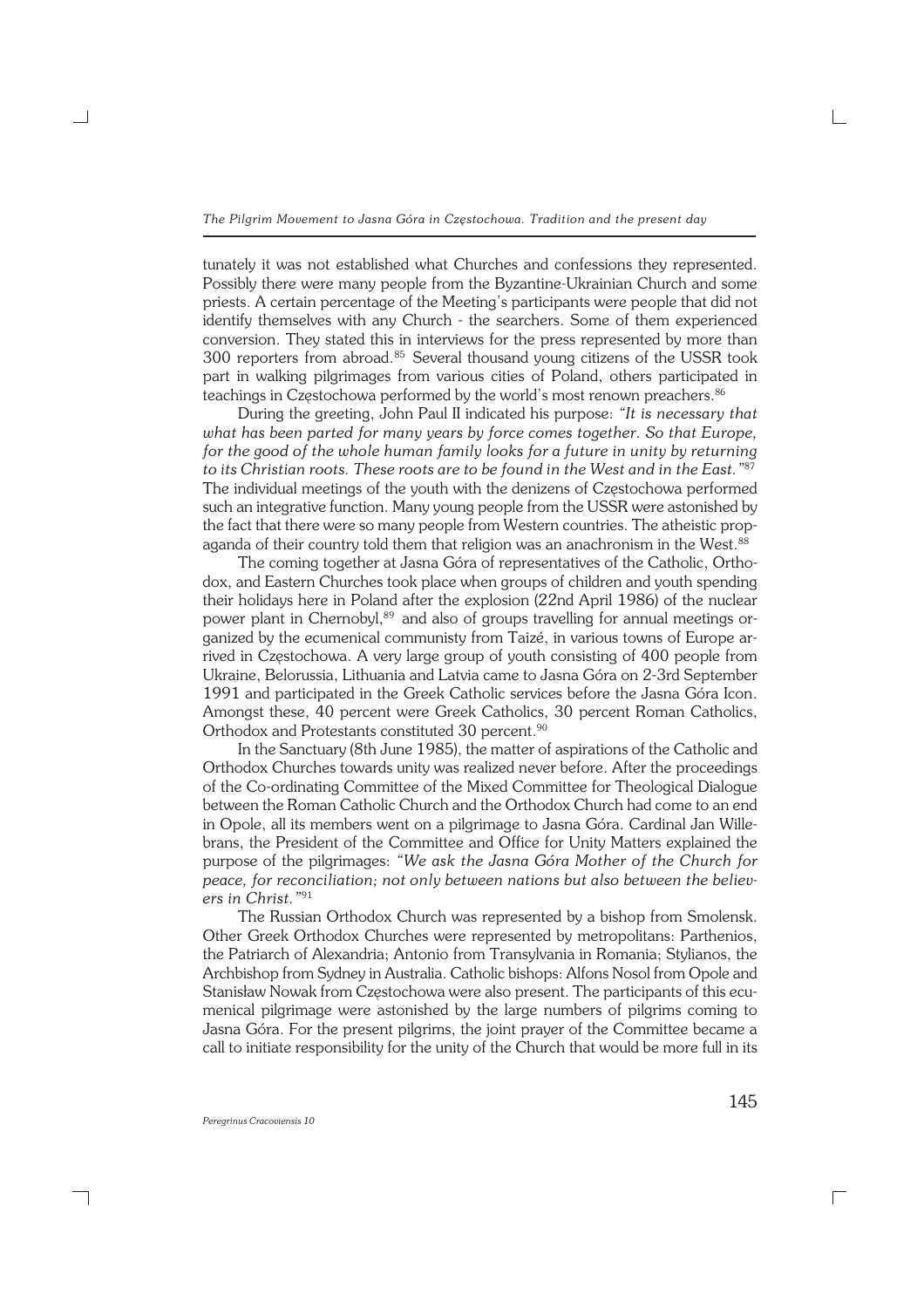tunately it was not established what Churches and confessions they represented. Possibly there were many people from the Byzantine-Ukrainian Church and some priests. A certain percentage of the Meeting's participants were people that did not identify themselves with any Church - the searchers. Some of them experienced conversion. They stated this in interviews for the press represented by more than 300 reporters from abroad.[85] Several thousand young citizens of the USSR took part in walking pilgrimages from various cities of Poland, others participated in teachings in Częstochowa performed by the world's most renown preachers.[86]

During the greeting, John Paul II indicated his purpose: *"It is necessary that what has been parted for many years by force comes together. So that Europe, for the good of the whole human family looks for a future in unity by returning to its Christian roots. These roots are to be found in the West and in the East."*[87] The individual meetings of the youth with the denizens of Częstochowa performed such an integrative function. Many young people from the USSR were astonished by the fact that there were so many people from Western countries. The atheistic propaganda of their country told them that religion was an anachronism in the West.[88]

The coming together at Jasna Góra of representatives of the Catholic, Orthodox, and Eastern Churches took place when groups of children and youth spending their holidays here in Poland after the explosion (22nd April 1986) of the nuclear power plant in Chernobyl,[89] and also of groups travelling for annual meetings organized by the ecumenical communisty from Taizé, in various towns of Europe arrived in Częstochowa. A very large group of youth consisting of 400 people from Ukraine, Belorussia, Lithuania and Latvia came to Jasna Góra on 2-3rd September 1991 and participated in the Greek Catholic services before the Jasna Góra Icon. Amongst these, 40 percent were Greek Catholics, 30 percent Roman Catholics, Orthodox and Protestants constituted 30 percent.[90]

In the Sanctuary (8th June 1985), the matter of aspirations of the Catholic and Orthodox Churches towards unity was realized never before. After the proceedings of the Co-ordinating Committee of the Mixed Committee for Theological Dialogue between the Roman Catholic Church and the Orthodox Church had come to an end in Opole, all its members went on a pilgrimage to Jasna Góra. Cardinal Jan Willebrans, the President of the Committee and Office for Unity Matters explained the purpose of the pilgrimages: *"We ask the Jasna Góra Mother of the Church for peace, for reconciliation; not only between nations but also between the believers in Christ."*[91]

The Russian Orthodox Church was represented by a bishop from Smolensk. Other Greek Orthodox Churches were represented by metropolitans: Parthenios, the Patriarch of Alexandria; Antonio from Transylvania in Romania; Stylianos, the Archbishop from Sydney in Australia. Catholic bishops: Alfons Nosol from Opole and Stanisław Nowak from Częstochowa were also present. The participants of this ecumenical pilgrimage were astonished by the large numbers of pilgrims coming to Jasna Góra. For the present pilgrims, the joint prayer of the Committee became a call to initiate responsibility for the unity of the Church that would be more full in its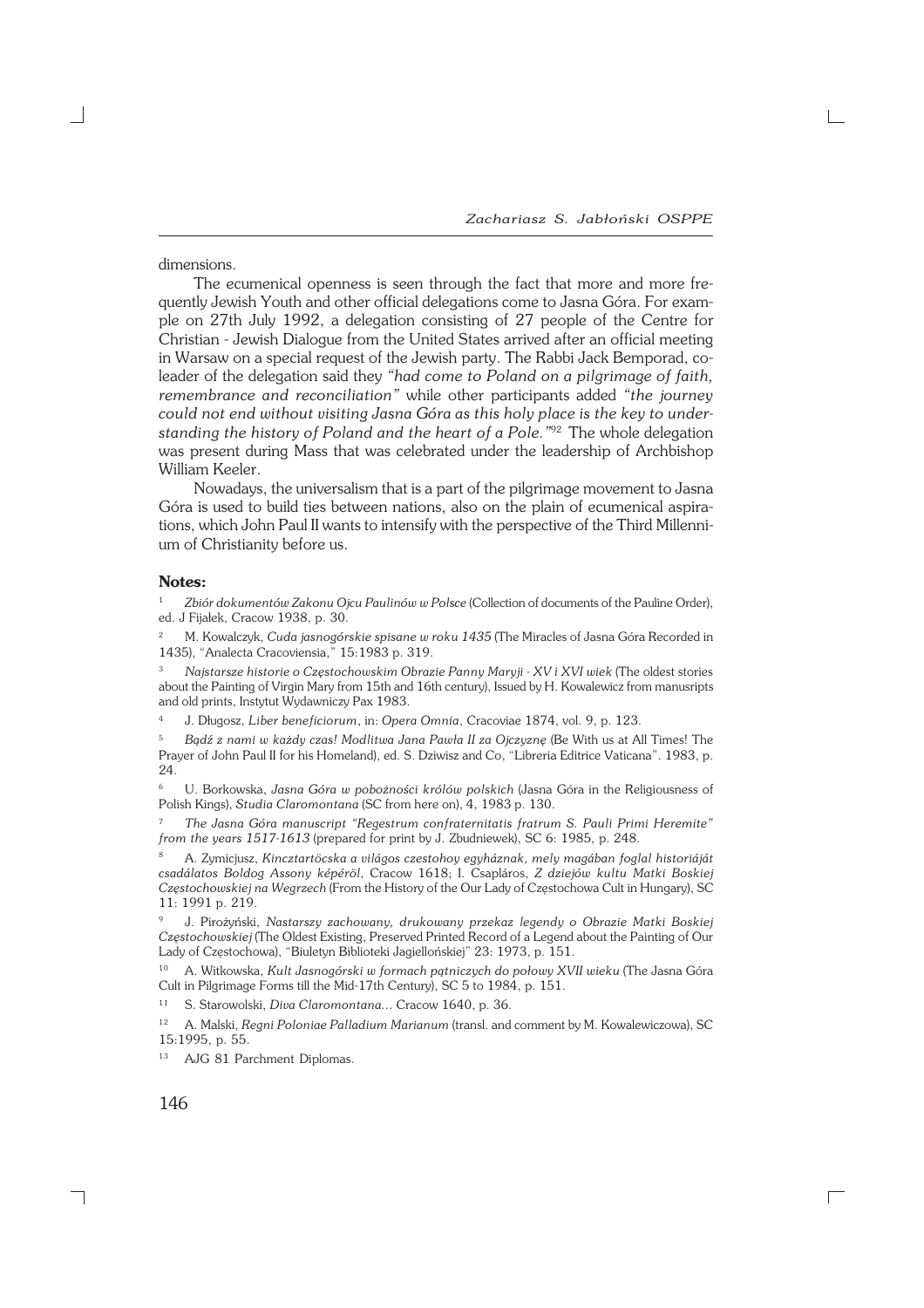dimensions.

The ecumenical openness is seen through the fact that more and more frequently Jewish Youth and other official delegations come to Jasna Góra. For example on 27th July 1992, a delegation consisting of 27 people of the Centre for Christian - Jewish Dialogue from the United States arrived after an official meeting in Warsaw on a special request of the Jewish party. The Rabbi Jack Bemporad, coleader of the delegation said they *"had come to Poland on a pilgrimage of faith, remembrance and reconciliation"* while other participants added *"the journey could not end without visiting Jasna Góra as this holy place is the key to understanding the history of Poland and the heart of a Pole."*[92] The whole delegation was present during Mass that was celebrated under the leadership of Archbishop William Keeler.

Nowadays, the universalism that is a part of the pilgrimage movement to Jasna Góra is used to build ties between nations, also on the plain of ecumenical aspirations, which John Paul II wants to intensify with the perspective of the Third Millennium of Christianity before us.

**Notes:**

1 *Zbiór dokumentów Zakonu Ojcu Paulinów w Polsce* (Collection of documents of the Pauline Order), ed. J Fijałek, Cracow 1938, p. 30.

2 M. Kowalczyk, *Cuda jasnogórskie spisane w roku 1435* (The Miracles of Jasna Góra Recorded in 1435), "Analecta Cracoviensia," 15:1983 p. 319.

3 *Najstarsze historie o Częstochowskim Obrazie Panny Maryji - XV i XVI wiek* (The oldest stories about the Painting of Virgin Mary from 15th and 16th century), Issued by H. Kowalewicz from manusripts and old prints, Instytut Wydawniczy Pax 1983.

4 J. Długosz, *Liber beneficiorum*, in: *Opera Omnia*, Cracoviae 1874, vol. 9, p. 123.

5 *Bądź z nami w każdy czas! Modlitwa Jana Pawła II za Ojczyznę* (Be With us at All Times! The Prayer of John Paul II for his Homeland), ed. S. Dziwisz and Co, "Libreria Editrice Vaticana". 1983, p. 24.

6 U. Borkowska, *Jasna Góra w pobożności królów polskich* (Jasna Góra in the Religiousness of Polish Kings), *Studia Claromontana* (SC from here on), 4, 1983 p. 130.

7 *The Jasna Góra manuscript "Regestrum confraternitatis fratrum S. Pauli Primi Heremite" from the years 1517-1613* (prepared for print by J. Zbudniewek), SC 6: 1985, p. 248.

8 A. Zymicjusz, *Kincztartöcska a világos czestohoy egyháznak, mely magában foglal historiáját csadálatos Boldog Assony képéröl*, Cracow 1618; I. Csapláros, *Z dziejów kultu Matki Boskiej Częstochowskiej na Wegrzech* (From the History of the Our Lady of Częstochowa Cult in Hungary), SC 11: 1991 p. 219.

9 J. Pirożyński, *Nastarszy zachowany, drukowany przekaz legendy o Obrazie Matki Boskiej Częstochowskiej* (The Oldest Existing, Preserved Printed Record of a Legend about the Painting of Our Lady of Częstochowa), "Biuletyn Biblioteki Jagiellońskiej" 23: 1973, p. 151.

10 A. Witkowska, *Kult Jasnogórski w formach pątniczych do połowy XVII wieku* (The Jasna Góra Cult in Pilgrimage Forms till the Mid-17th Century), SC 5 to 1984, p. 151.

11 S. Starowolski, *Diva Claromontana...* Cracow 1640, p. 36.

12 A. Malski, *Regni Poloniae Palladium Marianum* (transl. and comment by M. Kowalewiczowa), SC 15:1995, p. 55.

13 AJG 81 Parchment Diplomas.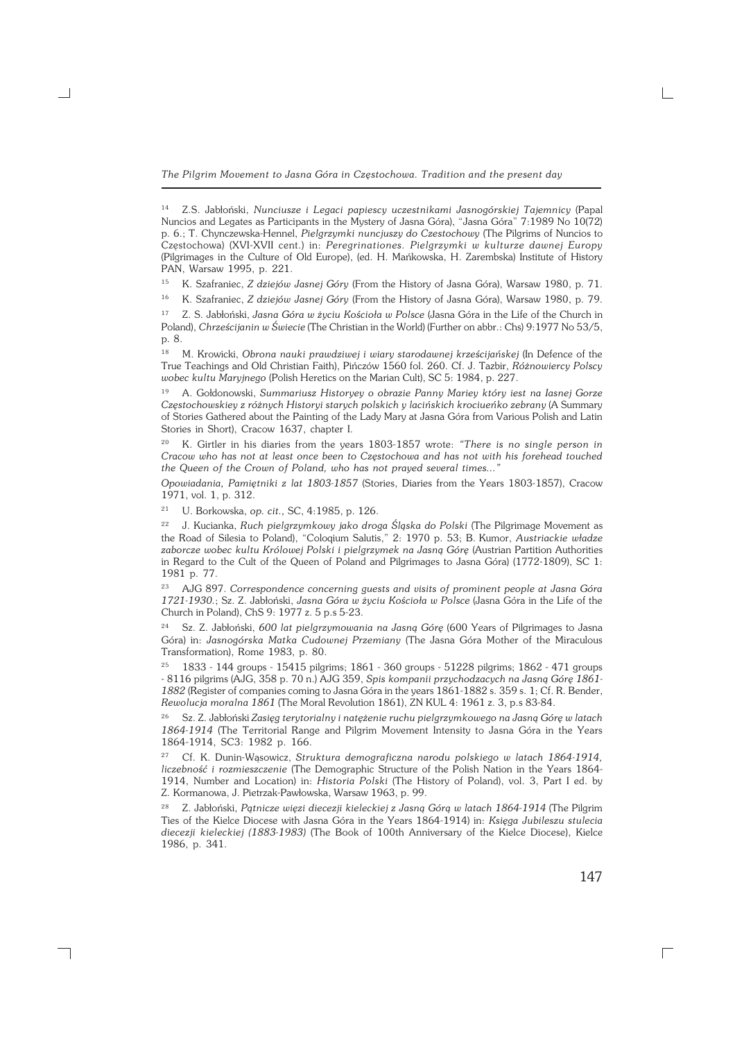[14] Z.S. Jabłoński, *Nunciusze i Legaci papiescy uczestnikami Jasnogórskiej Tajemnicy* (Papal Nuncios and Legates as Participants in the Mystery of Jasna Góra), "Jasna Góra" 7:1989 No 10(72) p. 6.; T. Chynczewska-Hennel, *Pielgrzymki nuncjuszy do Czestochowy* (The Pilgrims of Nuncios to Częstochowa) (XVI-XVII cent.) in: *Peregrinationes. Pielgrzymki w kulturze dawnej Europy* (Pilgrimages in the Culture of Old Europe), (ed. H. Mańkowska, H. Zarembska) Institute of History PAN, Warsaw 1995, p. 221.

[15] K. Szafraniec, *Z dziejów Jasnej Góry* (From the History of Jasna Góra), Warsaw 1980, p. 71.

[16] K. Szafraniec, *Z dziejów Jasnej Góry* (From the History of Jasna Góra), Warsaw 1980, p. 79.

[17] Z. S. Jabłoński, *Jasna Góra w życiu Kościoła w Polsce* (Jasna Góra in the Life of the Church in Poland), *Chrześcijanin w Świecie* (The Christian in the World) (Further on abbr.: Chs) 9:1977 No 53/5, p. 8.

[18] M. Krowicki, *Obrona nauki prawdziwej i wiary starodawnej krześcijańskej* (In Defence of the True Teachings and Old Christian Faith), Pińczów 1560 fol. 260. Cf. J. Tazbir, *Różnowiercy Polscy wobec kultu Maryjnego* (Polish Heretics on the Marian Cult), SC 5: 1984, p. 227.

[19] A. Gołdonowski, *Summariusz Historyey o obrazie Panny Mariey który iest na Iasnej Gorze Częstochowskiey z różnych Historyi starych polskich y lacińskich krociueńko zebrany* (A Summary of Stories Gathered about the Painting of the Lady Mary at Jasna Góra from Various Polish and Latin Stories in Short), Cracow 1637, chapter I.

[20] K. Girtler in his diaries from the years 1803-1857 wrote: *"There is no single person in Cracow who has not at least once been to Częstochowa and has not with his forehead touched the Queen of the Crown of Poland, who has not prayed several times..."*

*Opowiadania, Pamiętniki z lat 1803-1857* (Stories, Diaries from the Years 1803-1857), Cracow 1971, vol. 1, p. 312.

[21] U. Borkowska, *op. cit.*, SC, 4:1985, p. 126.

[22] J. Kucianka, *Ruch pielgrzymkowy jako droga Śląska do Polski* (The Pilgrimage Movement as the Road of Silesia to Poland), "Coloqium Salutis," 2: 1970 p. 53; B. Kumor, *Austriackie władze zaborcze wobec kultu Królowej Polski i pielgrzymek na Jasną Górę* (Austrian Partition Authorities in Regard to the Cult of the Queen of Poland and Pilgrimages to Jasna Góra) (1772-1809), SC 1: 1981 p. 77.

[23] AJG 897. *Correspondence concerning guests and visits of prominent people at Jasna Góra 1721-1930.*; Sz. Z. Jabłoński, *Jasna Góra w życiu Kościoła w Polsce* (Jasna Góra in the Life of the Church in Poland), ChS 9: 1977 z. 5 p.s 5-23.

[24] Sz. Z. Jabłoński, *600 lat pielgrzymowania na Jasną Górę* (600 Years of Pilgrimages to Jasna Góra) in: *Jasnogórska Matka Cudownej Przemiany* (The Jasna Góra Mother of the Miraculous Transformation), Rome 1983, p. 80.

[25] 1833 - 144 groups - 15415 pilgrims; 1861 - 360 groups - 51228 pilgrims; 1862 - 471 groups - 8116 pilgrims (AJG, 358 p. 70 n.) AJG 359, *Spis kompanii przychodzacych na Jasną Górę 1861-1882* (Register of companies coming to Jasna Góra in the years 1861-1882 s. 359 s. 1; Cf. R. Bender, *Rewolucja moralna 1861* (The Moral Revolution 1861), ZN KUL 4: 1961 z. 3, p.s 83-84.

[26] Sz. Z. Jabłoński *Zasięg terytorialny i natężenie ruchu pielgrzymkowego na Jasną Górę w latach 1864-1914* (The Territorial Range and Pilgrim Movement Intensity to Jasna Góra in the Years 1864-1914, SC3: 1982 p. 166.

[27] Cf. K. Dunin-Wąsowicz, *Struktura demograficzna narodu polskiego w latach 1864-1914, liczebność i rozmieszczenie* (The Demographic Structure of the Polish Nation in the Years 1864-1914, Number and Location) in: *Historia Polski* (The History of Poland), vol. 3, Part I ed. by Z. Kormanowa, J. Pietrzak-Pawłowska, Warsaw 1963, p. 99.

[28] Z. Jabłoński, *Pątnicze więzi diecezji kieleckiej z Jasną Górą w latach 1864-1914* (The Pilgrim Ties of the Kielce Diocese with Jasna Góra in the Years 1864-1914) in: *Księga Jubileszu stulecia diecezji kieleckiej (1883-1983)* (The Book of 100th Anniversary of the Kielce Diocese), Kielce 1986, p. 341.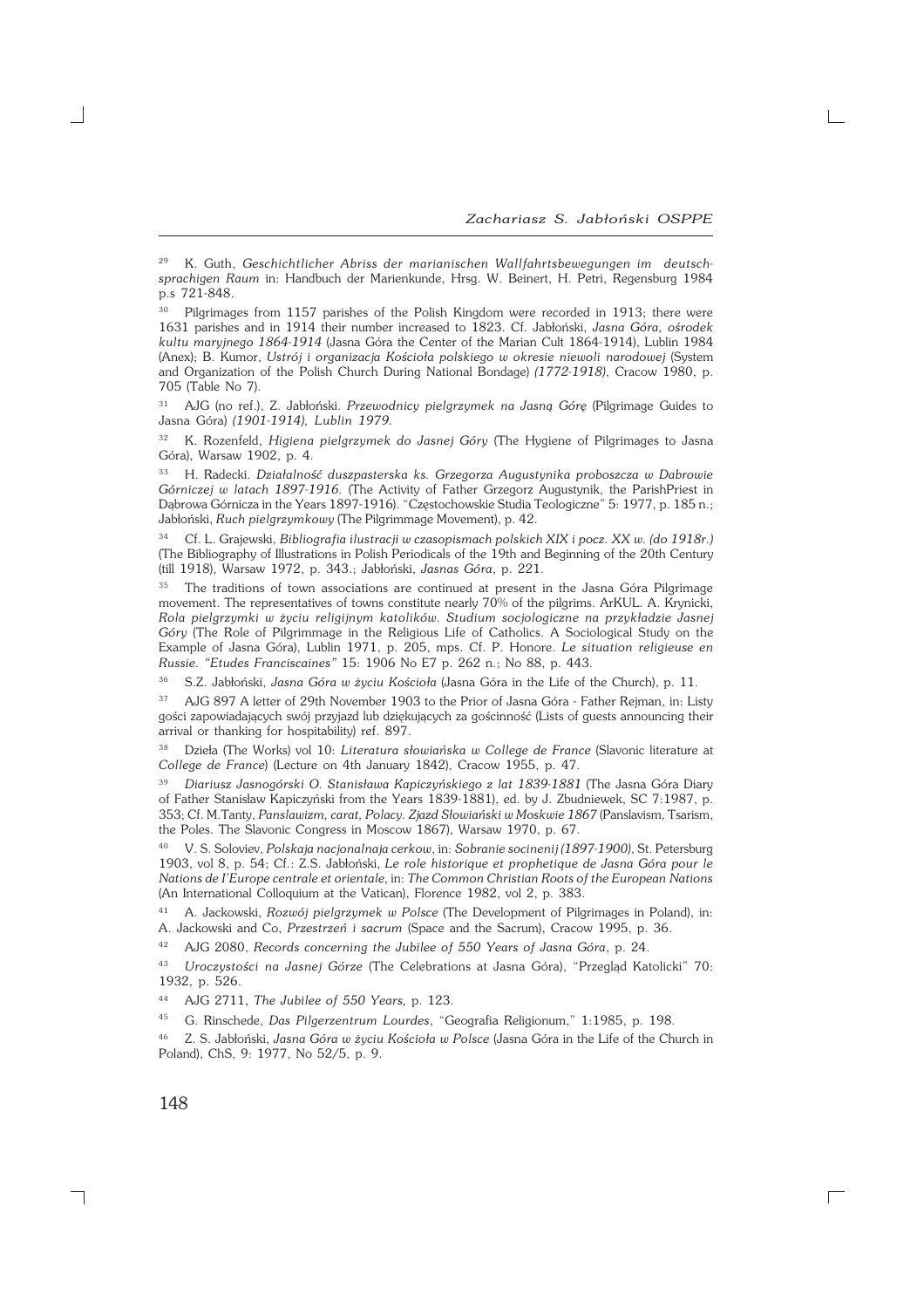[29] K. Guth, *Geschichtlicher Abriss der marianischen Wallfahrtsbewegungen im deutschsprachigen Raum* in: Handbuch der Marienkunde, Hrsg. W. Beinert, H. Petri, Regensburg 1984 p.s 721-848.

[30] Pilgrimages from 1157 parishes of the Polish Kingdom were recorded in 1913; there were 1631 parishes and in 1914 their number increased to 1823. Cf. Jabłoński, *Jasna Góra, ośrodek kultu maryjnego 1864-1914* (Jasna Góra the Center of the Marian Cult 1864-1914), Lublin 1984 (Anex); B. Kumor, *Ustrój i organizacja Kościoła polskiego w okresie niewoli narodowej* (System and Organization of the Polish Church During National Bondage) *(1772-1918)*, Cracow 1980, p. 705 (Table No 7).

[31] AJG (no ref.), Z. Jabłoński. *Przewodnicy pielgrzymek na Jasną Górę* (Pilgrimage Guides to Jasna Góra) *(1901-1914), Lublin 1979.*

[32] K. Rozenfeld, *Higiena pielgrzymek do Jasnej Góry* (The Hygiene of Pilgrimages to Jasna Góra), Warsaw 1902, p. 4.

[33] H. Radecki. *Działalność duszpasterska ks. Grzegorza Augustynika proboszcza w Dabrowie Górniczej w latach 1897-1916.* (The Activity of Father Grzegorz Augustynik, the ParishPriest in Dąbrowa Górnicza in the Years 1897-1916). "Częstochowskie Studia Teologiczne" 5: 1977, p. 185 n.; Jabłoński, *Ruch pielgrzymkowy* (The Pilgrimmage Movement), p. 42.

[34] Cf. L. Grajewski, *Bibliografia ilustracji w czasopismach polskich XIX i pocz. XX w. (do 1918r.)* (The Bibliography of Illustrations in Polish Periodicals of the 19th and Beginning of the 20th Century (till 1918), Warsaw 1972, p. 343.; Jabłoński, *Jasnas Góra*, p. 221.

[35] The traditions of town associations are continued at present in the Jasna Góra Pilgrimage movement. The representatives of towns constitute nearly 70% of the pilgrims. ArKUL. A. Krynicki, *Rola pielgrzymki w życiu religijnym katolików. Studium socjologiczne na przykładzie Jasnej Góry* (The Role of Pilgrimmage in the Religious Life of Catholics. A Sociological Study on the Example of Jasna Góra), Lublin 1971, p. 205, mps. Cf. P. Honore. *Le situation religieuse en Russie. "Etudes Franciscaines"* 15: 1906 No E7 p. 262 n.; No 88, p. 443.

[36] S.Z. Jabłoński, *Jasna Góra w życiu Kościoła* (Jasna Góra in the Life of the Church), p. 11.

[37] AJG 897 A letter of 29th November 1903 to the Prior of Jasna Góra - Father Rejman, in: Listy gości zapowiadających swój przyjazd lub dziękujących za gościnność (Lists of guests announcing their arrival or thanking for hospitability) ref. 897.

[38] Dzieła (The Works) vol 10: *Literatura słowiańska w College de France* (Slavonic literature at *College de France*) (Lecture on 4th January 1842), Cracow 1955, p. 47.

[39] *Diariusz Jasnogórski O. Stanisława Kapiczyńskiego z lat 1839-1881* (The Jasna Góra Diary of Father Stanisław Kapiczyński from the Years 1839-1881), ed. by J. Zbudniewek, SC 7:1987, p. 353; Cf. M.Tanty, *Panslawizm, carat, Polacy. Zjazd Słowiański w Moskwie 1867* (Panslavism, Tsarism, the Poles. The Slavonic Congress in Moscow 1867), Warsaw 1970, p. 67.

[40] V. S. Soloviev, *Polskaja nacjonalnaja cerkow*, in: *Sobranie socinenij (1897-1900)*, St. Petersburg 1903, vol 8, p. 54; Cf.: Z.S. Jabłoński, *Le role historique et prophetique de Jasna Góra pour le Nations de l'Europe centrale et orientale*, in: *The Common Christian Roots of the European Nations* (An International Colloquium at the Vatican), Florence 1982, vol 2, p. 383.

[41] A. Jackowski, *Rozwój pielgrzymek w Polsce* (The Development of Pilgrimages in Poland), in: A. Jackowski and Co, *Przestrzeń i sacrum* (Space and the Sacrum), Cracow 1995, p. 36.

[42] AJG 2080, *Records concerning the Jubilee of 550 Years of Jasna Góra*, p. 24.

[43] *Uroczystości na Jasnej Górze* (The Celebrations at Jasna Góra), "Przegląd Katolicki" 70: 1932, p. 526.

[44] AJG 2711, *The Jubilee of 550 Years,* p. 123.

[45] G. Rinschede, *Das Pilgerzentrum Lourdes*, "Geografia Religionum," 1:1985, p. 198.

[46] Z. S. Jabłoński, *Jasna Góra w życiu Kościoła w Polsce* (Jasna Góra in the Life of the Church in Poland), ChS, 9: 1977, No 52/5, p. 9.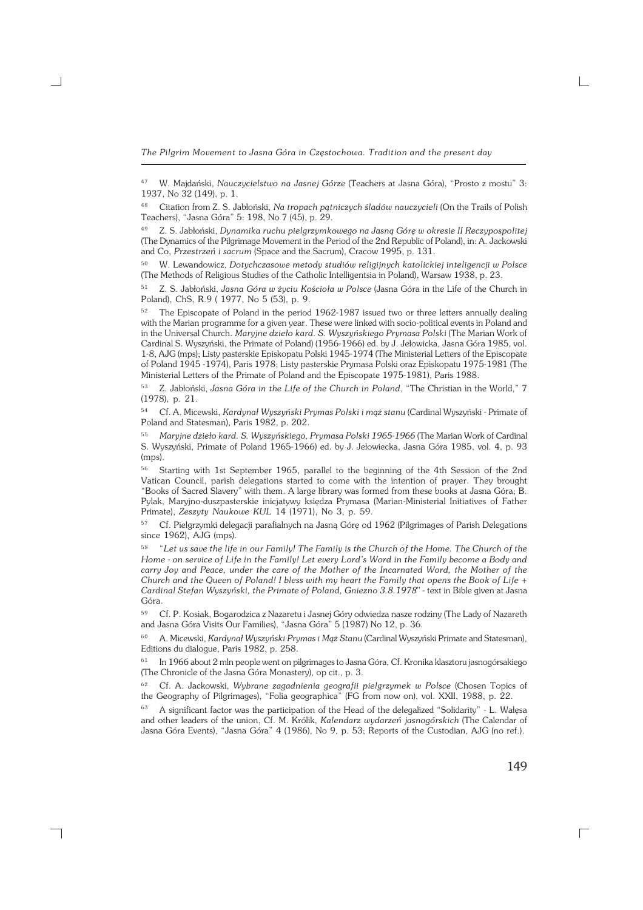[47] W. Majdański, *Nauczycielstwo na Jasnej Górze* (Teachers at Jasna Góra), "Prosto z mostu" 3: 1937, No 32 (149), p. 1.

[48] Citation from Z. S. Jabłoński, *Na tropach pątniczych śladów nauczycieli* (On the Trails of Polish Teachers), "Jasna Góra" 5: 198, No 7 (45), p. 29.

[49] Z. S. Jabłoński, *Dynamika ruchu pielgrzymkowego na Jasną Górę w okresie II Reczypospolitej* (The Dynamics of the Pilgrimage Movement in the Period of the 2nd Republic of Poland), in: A. Jackowski and Co, *Przestrzeń i sacrum* (Space and the Sacrum), Cracow 1995, p. 131.

[50] W. Lewandowicz, *Dotychczasowe metody studiów religijnych katolickiej inteligencji w Polsce* (The Methods of Religious Studies of the Catholic Intelligentsia in Poland), Warsaw 1938, p. 23.

[51] Z. S. Jabłoński, *Jasna Góra w życiu Kościoła w Polsce* (Jasna Góra in the Life of the Church in Poland), ChS, R.9 ( 1977, No 5 (53), p. 9.

[52] The Episcopate of Poland in the period 1962-1987 issued two or three letters annually dealing with the Marian programme for a given year. These were linked with socio-political events in Poland and in the Universal Church. *Maryjne dzieło kard. S. Wyszyńskiego Prymasa Polski* (The Marian Work of Cardinal S. Wyszyński, the Primate of Poland) (1956-1966) ed. by J. Jełowicka, Jasna Góra 1985, vol. 1-8, AJG (mps); Listy pasterskie Episkopatu Polski 1945-1974 (The Ministerial Letters of the Episcopate of Poland 1945 -1974), Paris 1978; Listy pasterskie Prymasa Polski oraz Episkopatu 1975-1981) (The Ministerial Letters of the Primate of Poland and the Episcopate 1975-1981), Paris 1988.

[53] Z. Jabłoński, *Jasna Góra in the Life of the Church in Poland*, "The Christian in the World," 7 (1978), p. 21.

[54] Cf. A. Micewski, *Kardynał Wyszyński Prymas Polski i mąż stanu* (Cardinal Wyszyński - Primate of Poland and Statesman), Paris 1982, p. 202.

[55] *Maryjne dzieło kard. S. Wyszyńskiego, Prymasa Polski 1965-1966* (The Marian Work of Cardinal S. Wyszyński, Primate of Poland 1965-1966) ed. by J. Jełowiecka, Jasna Góra 1985, vol. 4, p. 93 (mps).

[56] Starting with 1st September 1965, parallel to the beginning of the 4th Session of the 2nd Vatican Council, parish delegations started to come with the intention of prayer. They brought "Books of Sacred Slavery" with them. A large library was formed from these books at Jasna Góra; B. Pylak, Maryjno-duszpasterskie inicjatywy księdza Prymasa (Marian-Ministerial Initiatives of Father Primate), *Zeszyty Naukowe KUL* 14 (1971), No 3, p. 59.

[57] Cf. Pielgrzymki delegacji parafialnych na Jasną Górę od 1962 (Pilgrimages of Parish Delegations since 1962), AJG (mps).

[58] "*Let us save the life in our Family! The Family is the Church of the Home. The Church of the Home - on service of Life in the Family! Let every Lord's Word in the Family become a Body and carry Joy and Peace, under the care of the Mother of the Incarnated Word, the Mother of the Church and the Queen of Poland! I bless with my heart the Family that opens the Book of Life + Cardinal Stefan Wyszyński, the Primate of Poland, Gniezno 3.8.1978*" - text in Bible given at Jasna Góra.

[59] Cf. P. Kosiak, Bogarodzica z Nazaretu i Jasnej Góry odwiedza nasze rodziny (The Lady of Nazareth and Jasna Góra Visits Our Families), "Jasna Góra" 5 (1987) No 12, p. 36.

[60] A. Micewski, *Kardynał Wyszyński Prymas i Mąż Stanu* (Cardinal Wyszyński Primate and Statesman), Editions du dialogue, Paris 1982, p. 258.

[61] In 1966 about 2 mln people went on pilgrimages to Jasna Góra, Cf. Kronika klasztoru jasnogórsakiego (The Chronicle of the Jasna Góra Monastery), op cit., p. 3.

[62] Cf. A. Jackowski, *Wybrane zagadnienia geografii pielgrzymek w Polsce* (Chosen Topics of the Geography of Pilgrimages), "Folia geographica" (FG from now on), vol. XXII, 1988, p. 22.

[63] A significant factor was the participation of the Head of the delegalized "Solidarity" - L. Wałęsa and other leaders of the union, Cf. M. Królik, *Kalendarz wydarzeń jasnogórskich* (The Calendar of Jasna Góra Events), "Jasna Góra" 4 (1986), No 9, p. 53; Reports of the Custodian, AJG (no ref.).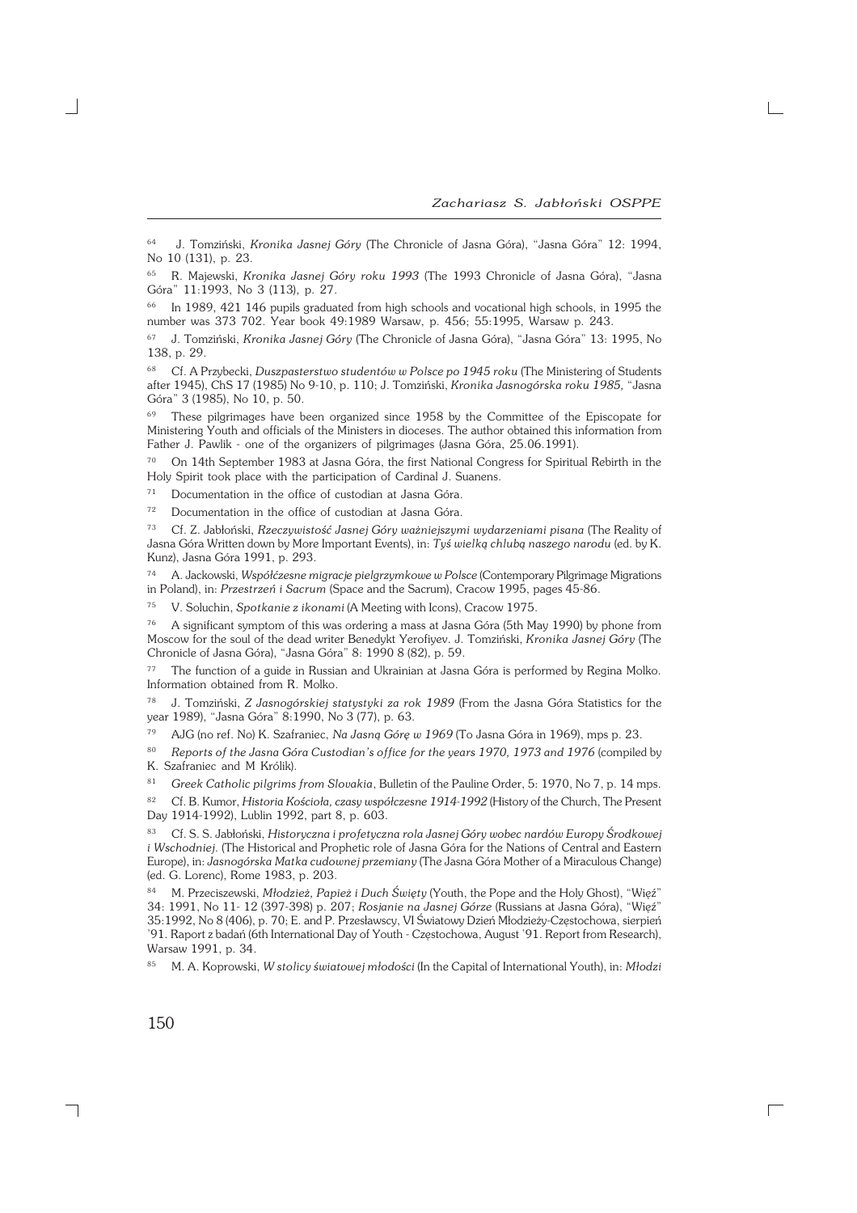[64] J. Tomziński, *Kronika Jasnej Góry* (The Chronicle of Jasna Góra), "Jasna Góra" 12: 1994, No 10 (131), p. 23.

[65] R. Majewski, *Kronika Jasnej Góry roku 1993* (The 1993 Chronicle of Jasna Góra), "Jasna Góra" 11:1993, No 3 (113), p. 27.

[66] In 1989, 421 146 pupils graduated from high schools and vocational high schools, in 1995 the number was 373 702. Year book 49:1989 Warsaw, p. 456; 55:1995, Warsaw p. 243.

[67] J. Tomziński, *Kronika Jasnej Góry* (The Chronicle of Jasna Góra), "Jasna Góra" 13: 1995, No 138, p. 29.

[68] Cf. A Przybecki, *Duszpasterstwo studentów w Polsce po 1945 roku* (The Ministering of Students after 1945), ChS 17 (1985) No 9-10, p. 110; J. Tomziński, *Kronika Jasnogórska roku 1985,* "Jasna Góra" 3 (1985), No 10, p. 50.

[69] These pilgrimages have been organized since 1958 by the Committee of the Episcopate for Ministering Youth and officials of the Ministers in dioceses. The author obtained this information from Father J. Pawlik - one of the organizers of pilgrimages (Jasna Góra, 25.06.1991).

[70] On 14th September 1983 at Jasna Góra, the first National Congress for Spiritual Rebirth in the Holy Spirit took place with the participation of Cardinal J. Suanens.

[71] Documentation in the office of custodian at Jasna Góra.

[72] Documentation in the office of custodian at Jasna Góra.

[73] Cf. Z. Jabłoński, *Rzeczywistość Jasnej Góry ważniejszymi wydarzeniami pisana* (The Reality of Jasna Góra Written down by More Important Events), in: *Tyś wielką chlubą naszego narodu* (ed. by K. Kunz), Jasna Góra 1991, p. 293.

[74] A. Jackowski, *Współczesne migracje pielgrzymkowe w Polsce* (Contemporary Pilgrimage Migrations in Poland), in: *Przestrzeń i Sacrum* (Space and the Sacrum), Cracow 1995, pages 45-86.

[75] V. Soluchin, *Spotkanie z ikonami* (A Meeting with Icons), Cracow 1975.

[76] A significant symptom of this was ordering a mass at Jasna Góra (5th May 1990) by phone from Moscow for the soul of the dead writer Benedykt Yerofiyev. J. Tomziński, *Kronika Jasnej Góry* (The Chronicle of Jasna Góra), "Jasna Góra" 8: 1990 8 (82), p. 59.

[77] The function of a guide in Russian and Ukrainian at Jasna Góra is performed by Regina Molko. Information obtained from R. Molko.

[78] J. Tomziński, *Z Jasnogórskiej statystyki za rok 1989* (From the Jasna Góra Statistics for the year 1989), "Jasna Góra" 8:1990, No 3 (77), p. 63.

[79] AJG (no ref. No) K. Szafraniec, *Na Jasną Górę w 1969* (To Jasna Góra in 1969), mps p. 23.

[80] *Reports of the Jasna Góra Custodian's office for the years 1970, 1973 and 1976* (compiled by K. Szafraniec and M Królik).

[81] *Greek Catholic pilgrims from Slovakia*, Bulletin of the Pauline Order, 5: 1970, No 7, p. 14 mps.

[82] Cf. B. Kumor, *Historia Kościoła, czasy współczesne 1914-1992* (History of the Church, The Present Day 1914-1992), Lublin 1992, part 8, p. 603.

[83] Cf. S. S. Jabłoński, *Historyczna i profetyczna rola Jasnej Góry wobec narodów Europy Środkowej i Wschodniej.* (The Historical and Prophetic role of Jasna Góra for the Nations of Central and Eastern Europe), in: *Jasnogórska Matka cudownej przemiany* (The Jasna Góra Mother of a Miraculous Change) (ed. G. Lorenc), Rome 1983, p. 203.

[84] M. Przeciszewski, *Młodzież, Papież i Duch Święty* (Youth, the Pope and the Holy Ghost), "Więź" 34: 1991, No 11- 12 (397-398) p. 207; *Rosjanie na Jasnej Górze* (Russians at Jasna Góra), "Więź" 35:1992, No 8 (406), p. 70; E. and P. Przesławscy, VI Światowy Dzień Młodzieży-Częstochowa, sierpień '91. Raport z badań (6th International Day of Youth - Częstochowa, August '91. Report from Research), Warsaw 1991, p. 34.

[85] M. A. Koprowski, *W stolicy światowej młodości* (In the Capital of International Youth), in: *Młodzi*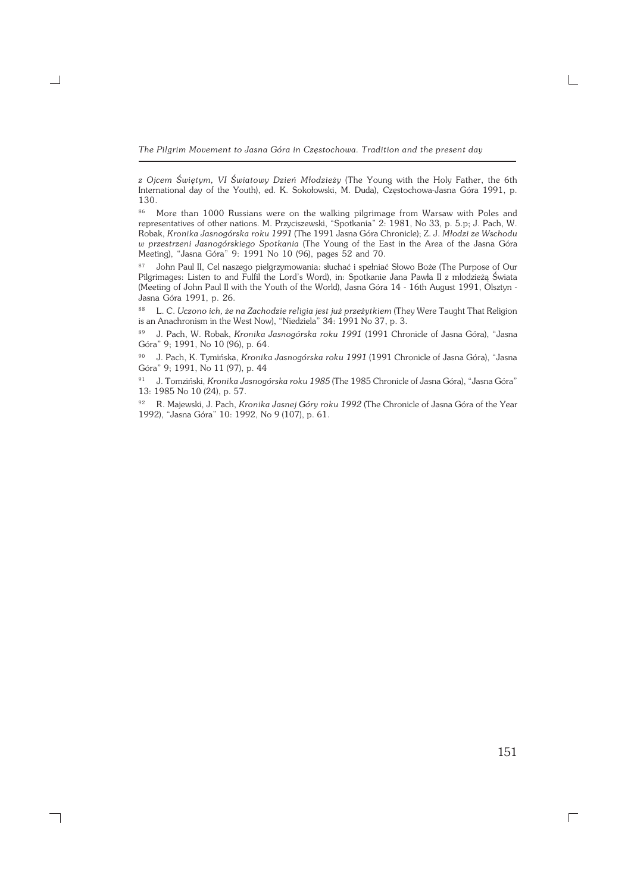*z Ojcem Świętym, VI Światowy Dzień Młodzieży* (The Young with the Holy Father, the 6th International day of the Youth), ed. K. Sokołowski, M. Duda), Częstochowa-Jasna Góra 1991, p. 130.

[86] More than 1000 Russians were on the walking pilgrimage from Warsaw with Poles and representatives of other nations. M. Przyciszewski, "Spotkania" 2: 1981, No 33, p. 5.p; J. Pach, W. Robak, *Kronika Jasnogórska roku 1991* (The 1991 Jasna Góra Chronicle); Z. J. *Młodzi ze Wschodu w przestrzeni Jasnogórskiego Spotkania* (The Young of the East in the Area of the Jasna Góra Meeting), "Jasna Góra" 9: 1991 No 10 (96), pages 52 and 70.

[87] John Paul II, Cel naszego pielgrzymowania: słuchać i spełniać Słowo Boże (The Purpose of Our Pilgrimages: Listen to and Fulfil the Lord's Word), in: Spotkanie Jana Pawła II z młodzieżą Świata (Meeting of John Paul II with the Youth of the World), Jasna Góra 14 - 16th August 1991, Olsztyn - Jasna Góra 1991, p. 26.

[88] L. C. *Uczono ich, że na Zachodzie religia jest już przeżytkiem* (They Were Taught That Religion is an Anachronism in the West Now), "Niedziela" 34: 1991 No 37, p. 3.

[89] J. Pach, W. Robak, *Kronika Jasnogórska roku 1991* (1991 Chronicle of Jasna Góra), "Jasna Góra" 9; 1991, No 10 (96), p. 64.

[90] J. Pach, K. Tymińska, *Kronika Jasnogórska roku 1991* (1991 Chronicle of Jasna Góra), "Jasna Góra" 9; 1991, No 11 (97), p. 44

[91] J. Tomziński, *Kronika Jasnogórska roku 1985* (The 1985 Chronicle of Jasna Góra), "Jasna Góra" 13: 1985 No 10 (24), p. 57.

[92] R. Majewski, J. Pach, *Kronika Jasnej Góry roku 1992* (The Chronicle of Jasna Góra of the Year 1992), "Jasna Góra" 10: 1992, No 9 (107), p. 61.